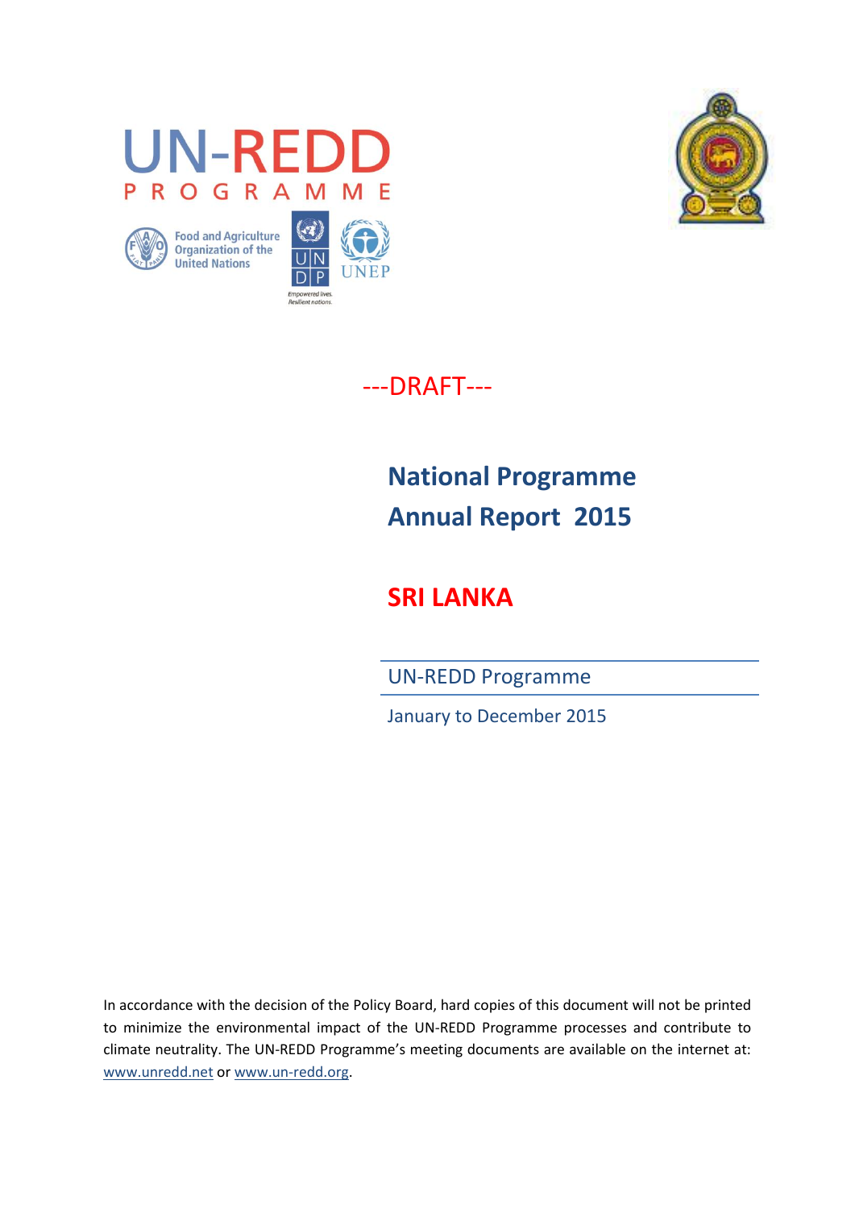UN-REDD PROGRAMME

Food and Agriculture Organization of the United Nations

UNDP Empowered lives. Resilient nations.

UNEP

---DRAFT---

# National Programme Annual Report 2015

## SRI LANKA

UN-REDD Programme

January to December 2015

In accordance with the decision of the Policy Board, hard copies of this document will not be printed to minimize the environmental impact of the UN-REDD Programme processes and contribute to climate neutrality. The UN-REDD Programme's meeting documents are available on the internet at: www.unredd.net or www.un-redd.org.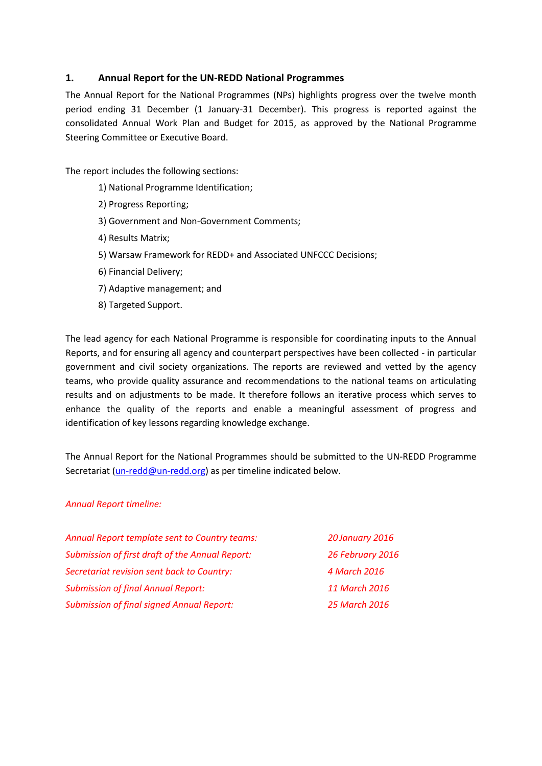## 1. Annual Report for the UN-REDD National Programmes

The Annual Report for the National Programmes (NPs) highlights progress over the twelve month period ending 31 December (1 January-31 December). This progress is reported against the consolidated Annual Work Plan and Budget for 2015, as approved by the National Programme Steering Committee or Executive Board.

The report includes the following sections:

1) National Programme Identification;
2) Progress Reporting;
3) Government and Non-Government Comments;
4) Results Matrix;
5) Warsaw Framework for REDD+ and Associated UNFCCC Decisions;
6) Financial Delivery;
7) Adaptive management; and
8) Targeted Support.

The lead agency for each National Programme is responsible for coordinating inputs to the Annual Reports, and for ensuring all agency and counterpart perspectives have been collected - in particular government and civil society organizations. The reports are reviewed and vetted by the agency teams, who provide quality assurance and recommendations to the national teams on articulating results and on adjustments to be made. It therefore follows an iterative process which serves to enhance the quality of the reports and enable a meaningful assessment of progress and identification of key lessons regarding knowledge exchange.

The Annual Report for the National Programmes should be submitted to the UN-REDD Programme Secretariat (un-redd@un-redd.org) as per timeline indicated below.

*Annual Report timeline:*

| | |
|---|---|
| *Annual Report template sent to Country teams:* | *20 January 2016* |
| *Submission of first draft of the Annual Report:* | *26 February 2016* |
| *Secretariat revision sent back to Country:* | *4 March 2016* |
| *Submission of final Annual Report:* | *11 March 2016* |
| *Submission of final signed Annual Report:* | *25 March 2016* |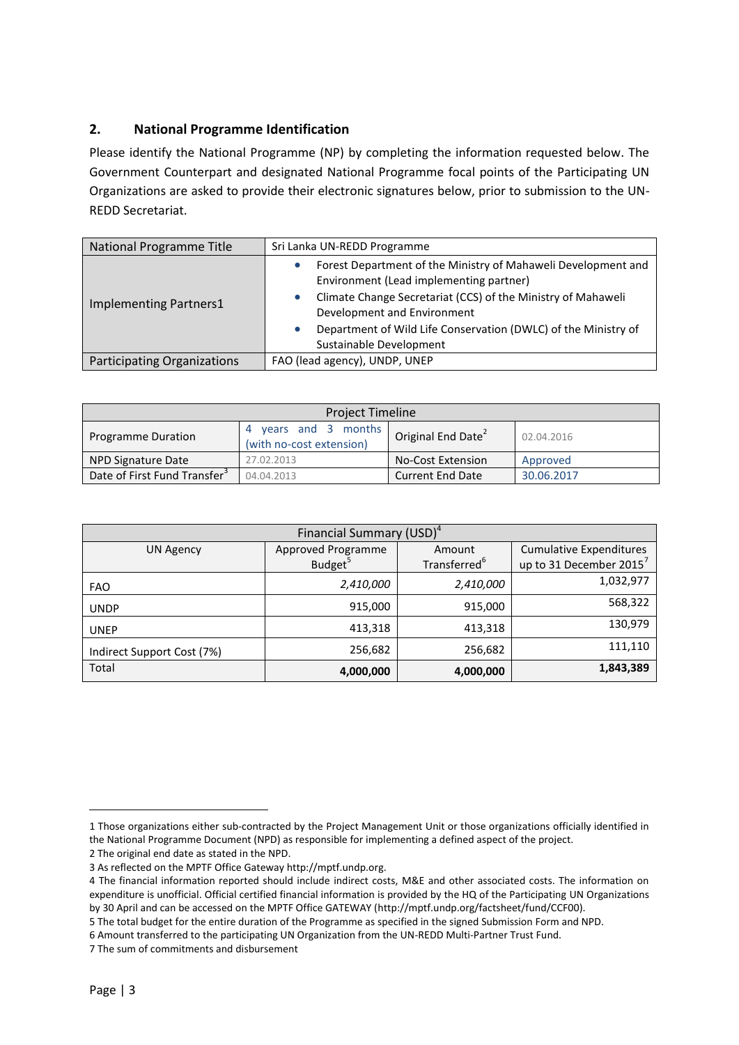## 2. National Programme Identification

Please identify the National Programme (NP) by completing the information requested below. The Government Counterpart and designated National Programme focal points of the Participating UN Organizations are asked to provide their electronic signatures below, prior to submission to the UN-REDD Secretariat.

| National Programme Title | Sri Lanka UN-REDD Programme |
|---|---|
| Implementing Partners1 | • Forest Department of the Ministry of Mahaweli Development and Environment (Lead implementing partner)<br>• Climate Change Secretariat (CCS) of the Ministry of Mahaweli Development and Environment<br>• Department of Wild Life Conservation (DWLC) of the Ministry of Sustainable Development |
| Participating Organizations | FAO (lead agency), UNDP, UNEP |

| Project Timeline | | | |
|---|---|---|---|
| Programme Duration | 4 years and 3 months (with no-cost extension) | Original End Date[2] | 02.04.2016 |
| NPD Signature Date | 27.02.2013 | No-Cost Extension | Approved |
| Date of First Fund Transfer[3] | 04.04.2013 | Current End Date | 30.06.2017 |

| Financial Summary (USD)[4] | | | |
|---|---|---|---|
| UN Agency | Approved Programme Budget[5] | Amount Transferred[6] | Cumulative Expenditures up to 31 December 2015[7] |
| FAO | *2,410,000* | *2,410,000* | 1,032,977 |
| UNDP | 915,000 | 915,000 | 568,322 |
| UNEP | 413,318 | 413,318 | 130,979 |
| Indirect Support Cost (7%) | 256,682 | 256,682 | 111,110 |
| Total | **4,000,000** | **4,000,000** | **1,843,389** |

---

1 Those organizations either sub-contracted by the Project Management Unit or those organizations officially identified in the National Programme Document (NPD) as responsible for implementing a defined aspect of the project.

2 The original end date as stated in the NPD.

3 As reflected on the MPTF Office Gateway http://mptf.undp.org.

4 The financial information reported should include indirect costs, M&E and other associated costs. The information on expenditure is unofficial. Official certified financial information is provided by the HQ of the Participating UN Organizations by 30 April and can be accessed on the MPTF Office GATEWAY (http://mptf.undp.org/factsheet/fund/CCF00).

5 The total budget for the entire duration of the Programme as specified in the signed Submission Form and NPD.

6 Amount transferred to the participating UN Organization from the UN-REDD Multi-Partner Trust Fund.

7 The sum of commitments and disbursement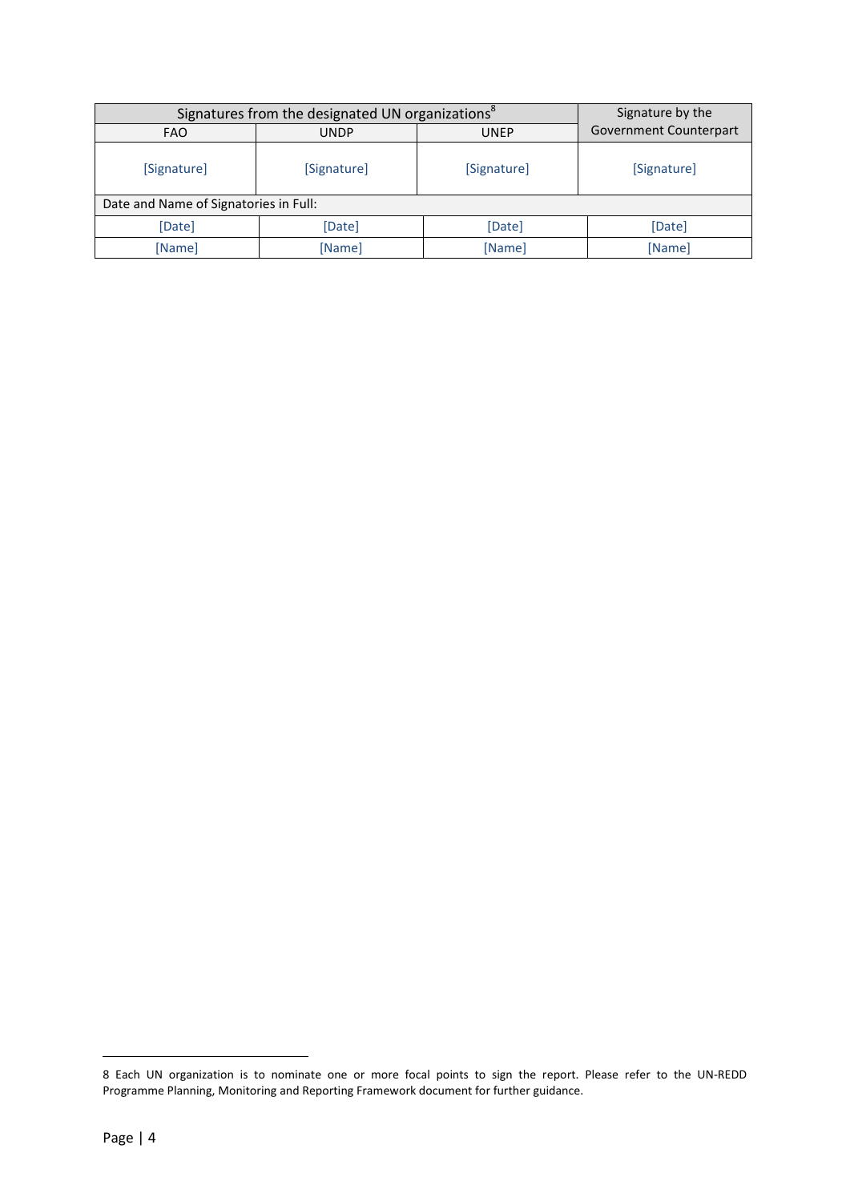| Signatures from the designated UN organizations[8] | | | Signature by the Government Counterpart |
|---|---|---|---|
| FAO | UNDP | UNEP | |
| [Signature] | [Signature] | [Signature] | [Signature] |
| Date and Name of Signatories in Full: | | | |
| [Date] | [Date] | [Date] | [Date] |
| [Name] | [Name] | [Name] | [Name] |

8 Each UN organization is to nominate one or more focal points to sign the report. Please refer to the UN-REDD Programme Planning, Monitoring and Reporting Framework document for further guidance.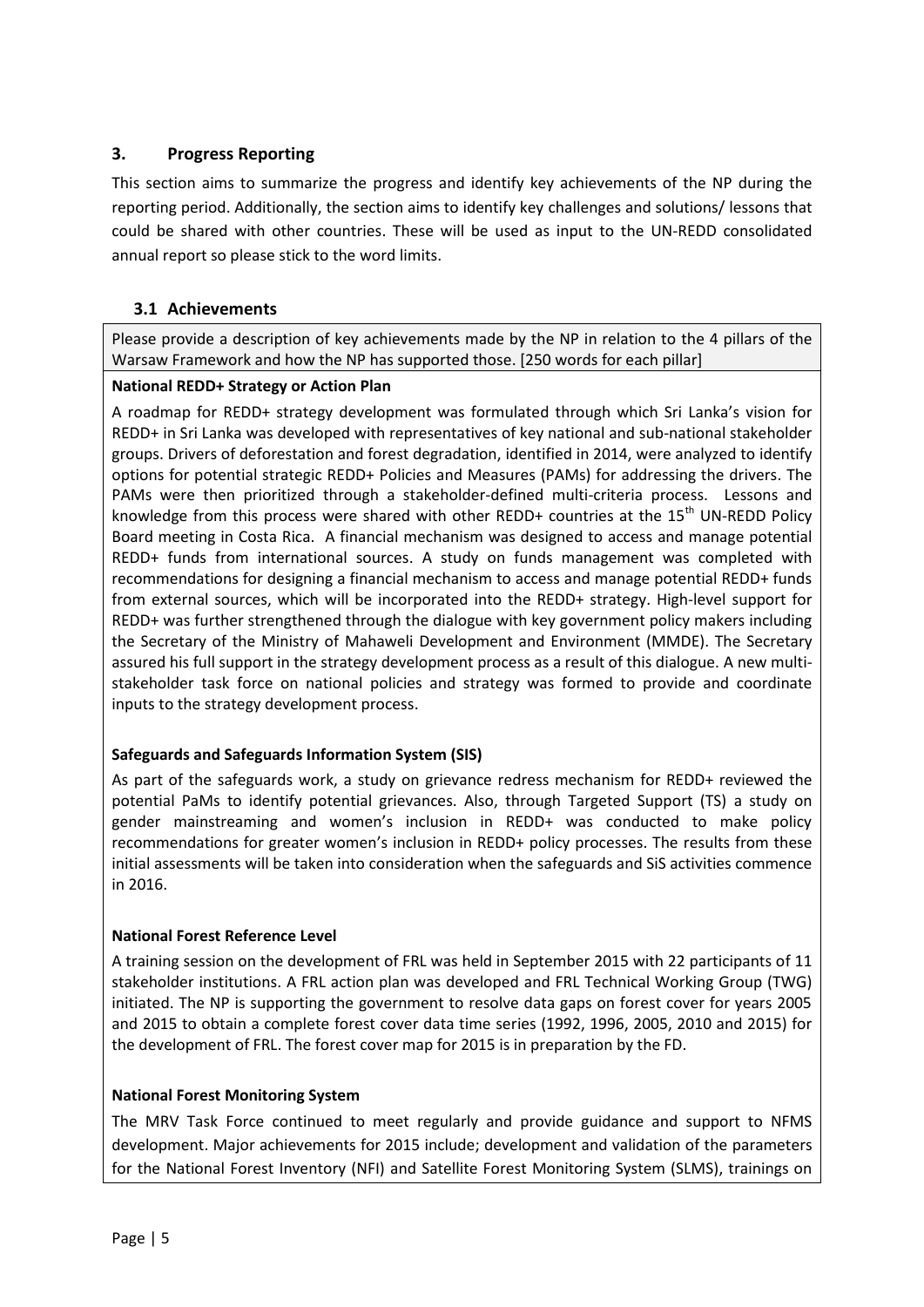## 3. Progress Reporting

This section aims to summarize the progress and identify key achievements of the NP during the reporting period. Additionally, the section aims to identify key challenges and solutions/ lessons that could be shared with other countries. These will be used as input to the UN-REDD consolidated annual report so please stick to the word limits.

### 3.1 Achievements

Please provide a description of key achievements made by the NP in relation to the 4 pillars of the Warsaw Framework and how the NP has supported those. [250 words for each pillar]

**National REDD+ Strategy or Action Plan**

A roadmap for REDD+ strategy development was formulated through which Sri Lanka's vision for REDD+ in Sri Lanka was developed with representatives of key national and sub-national stakeholder groups. Drivers of deforestation and forest degradation, identified in 2014, were analyzed to identify options for potential strategic REDD+ Policies and Measures (PAMs) for addressing the drivers. The PAMs were then prioritized through a stakeholder-defined multi-criteria process. Lessons and knowledge from this process were shared with other REDD+ countries at the 15th UN-REDD Policy Board meeting in Costa Rica. A financial mechanism was designed to access and manage potential REDD+ funds from international sources. A study on funds management was completed with recommendations for designing a financial mechanism to access and manage potential REDD+ funds from external sources, which will be incorporated into the REDD+ strategy. High-level support for REDD+ was further strengthened through the dialogue with key government policy makers including the Secretary of the Ministry of Mahaweli Development and Environment (MMDE). The Secretary assured his full support in the strategy development process as a result of this dialogue. A new multi-stakeholder task force on national policies and strategy was formed to provide and coordinate inputs to the strategy development process.

**Safeguards and Safeguards Information System (SIS)**

As part of the safeguards work, a study on grievance redress mechanism for REDD+ reviewed the potential PaMs to identify potential grievances. Also, through Targeted Support (TS) a study on gender mainstreaming and women's inclusion in REDD+ was conducted to make policy recommendations for greater women's inclusion in REDD+ policy processes. The results from these initial assessments will be taken into consideration when the safeguards and SiS activities commence in 2016.

**National Forest Reference Level**

A training session on the development of FRL was held in September 2015 with 22 participants of 11 stakeholder institutions. A FRL action plan was developed and FRL Technical Working Group (TWG) initiated. The NP is supporting the government to resolve data gaps on forest cover for years 2005 and 2015 to obtain a complete forest cover data time series (1992, 1996, 2005, 2010 and 2015) for the development of FRL. The forest cover map for 2015 is in preparation by the FD.

**National Forest Monitoring System**

The MRV Task Force continued to meet regularly and provide guidance and support to NFMS development. Major achievements for 2015 include; development and validation of the parameters for the National Forest Inventory (NFI) and Satellite Forest Monitoring System (SLMS), trainings on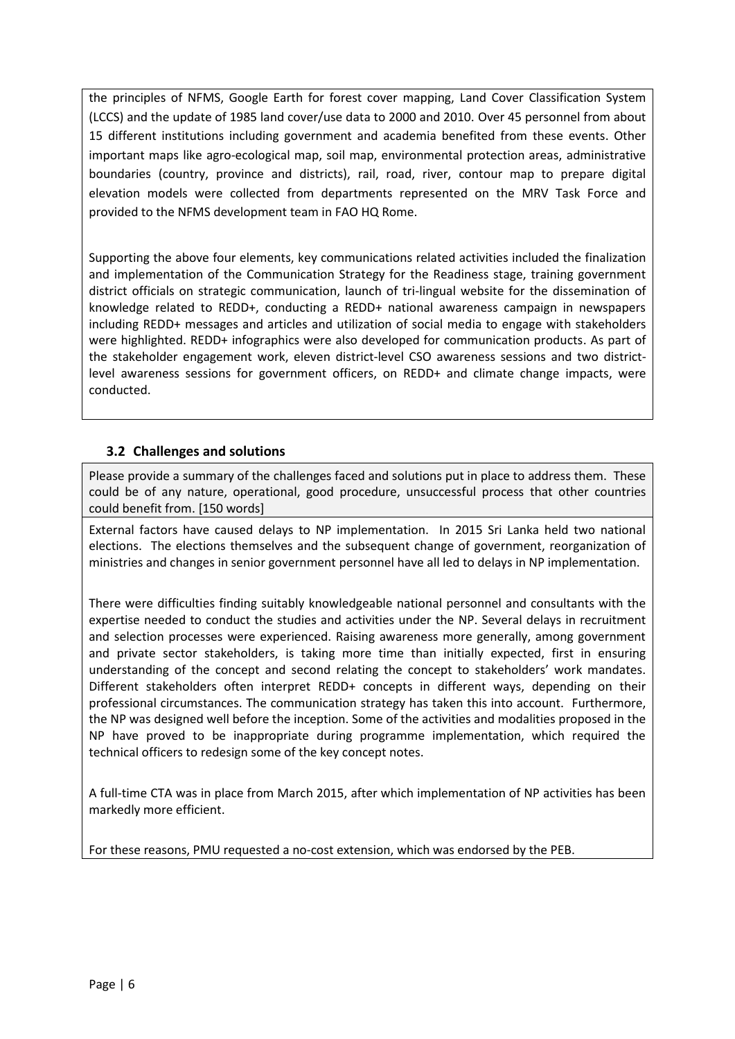the principles of NFMS, Google Earth for forest cover mapping, Land Cover Classification System (LCCS) and the update of 1985 land cover/use data to 2000 and 2010. Over 45 personnel from about 15 different institutions including government and academia benefited from these events. Other important maps like agro-ecological map, soil map, environmental protection areas, administrative boundaries (country, province and districts), rail, road, river, contour map to prepare digital elevation models were collected from departments represented on the MRV Task Force and provided to the NFMS development team in FAO HQ Rome.

Supporting the above four elements, key communications related activities included the finalization and implementation of the Communication Strategy for the Readiness stage, training government district officials on strategic communication, launch of tri-lingual website for the dissemination of knowledge related to REDD+, conducting a REDD+ national awareness campaign in newspapers including REDD+ messages and articles and utilization of social media to engage with stakeholders were highlighted. REDD+ infographics were also developed for communication products. As part of the stakeholder engagement work, eleven district-level CSO awareness sessions and two district-level awareness sessions for government officers, on REDD+ and climate change impacts, were conducted.

### 3.2 Challenges and solutions

Please provide a summary of the challenges faced and solutions put in place to address them. These could be of any nature, operational, good procedure, unsuccessful process that other countries could benefit from. [150 words]

External factors have caused delays to NP implementation. In 2015 Sri Lanka held two national elections. The elections themselves and the subsequent change of government, reorganization of ministries and changes in senior government personnel have all led to delays in NP implementation.

There were difficulties finding suitably knowledgeable national personnel and consultants with the expertise needed to conduct the studies and activities under the NP. Several delays in recruitment and selection processes were experienced. Raising awareness more generally, among government and private sector stakeholders, is taking more time than initially expected, first in ensuring understanding of the concept and second relating the concept to stakeholders' work mandates. Different stakeholders often interpret REDD+ concepts in different ways, depending on their professional circumstances. The communication strategy has taken this into account. Furthermore, the NP was designed well before the inception. Some of the activities and modalities proposed in the NP have proved to be inappropriate during programme implementation, which required the technical officers to redesign some of the key concept notes.

A full-time CTA was in place from March 2015, after which implementation of NP activities has been markedly more efficient.

For these reasons, PMU requested a no-cost extension, which was endorsed by the PEB.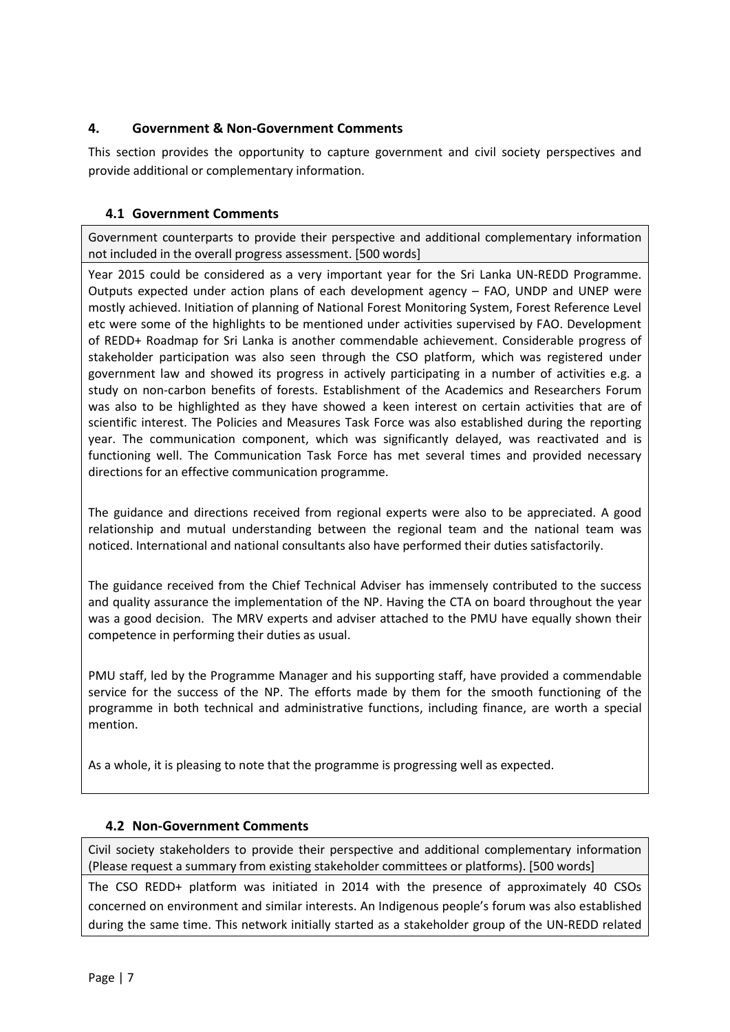## 4. Government & Non-Government Comments

This section provides the opportunity to capture government and civil society perspectives and provide additional or complementary information.

### 4.1 Government Comments

Government counterparts to provide their perspective and additional complementary information not included in the overall progress assessment. [500 words]

Year 2015 could be considered as a very important year for the Sri Lanka UN-REDD Programme. Outputs expected under action plans of each development agency – FAO, UNDP and UNEP were mostly achieved. Initiation of planning of National Forest Monitoring System, Forest Reference Level etc were some of the highlights to be mentioned under activities supervised by FAO. Development of REDD+ Roadmap for Sri Lanka is another commendable achievement. Considerable progress of stakeholder participation was also seen through the CSO platform, which was registered under government law and showed its progress in actively participating in a number of activities e.g. a study on non-carbon benefits of forests. Establishment of the Academics and Researchers Forum was also to be highlighted as they have showed a keen interest on certain activities that are of scientific interest. The Policies and Measures Task Force was also established during the reporting year. The communication component, which was significantly delayed, was reactivated and is functioning well. The Communication Task Force has met several times and provided necessary directions for an effective communication programme.

The guidance and directions received from regional experts were also to be appreciated. A good relationship and mutual understanding between the regional team and the national team was noticed. International and national consultants also have performed their duties satisfactorily.

The guidance received from the Chief Technical Adviser has immensely contributed to the success and quality assurance the implementation of the NP. Having the CTA on board throughout the year was a good decision. The MRV experts and adviser attached to the PMU have equally shown their competence in performing their duties as usual.

PMU staff, led by the Programme Manager and his supporting staff, have provided a commendable service for the success of the NP. The efforts made by them for the smooth functioning of the programme in both technical and administrative functions, including finance, are worth a special mention.

As a whole, it is pleasing to note that the programme is progressing well as expected.

### 4.2 Non-Government Comments

Civil society stakeholders to provide their perspective and additional complementary information (Please request a summary from existing stakeholder committees or platforms). [500 words]

The CSO REDD+ platform was initiated in 2014 with the presence of approximately 40 CSOs concerned on environment and similar interests. An Indigenous people's forum was also established during the same time. This network initially started as a stakeholder group of the UN-REDD related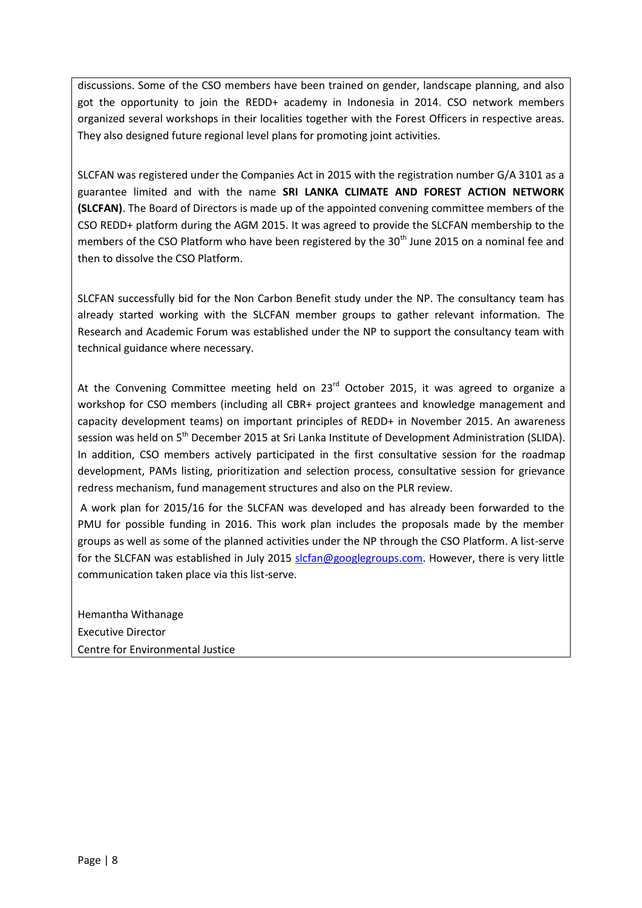discussions. Some of the CSO members have been trained on gender, landscape planning, and also got the opportunity to join the REDD+ academy in Indonesia in 2014. CSO network members organized several workshops in their localities together with the Forest Officers in respective areas. They also designed future regional level plans for promoting joint activities.

SLCFAN was registered under the Companies Act in 2015 with the registration number G/A 3101 as a guarantee limited and with the name **SRI LANKA CLIMATE AND FOREST ACTION NETWORK (SLCFAN)**. The Board of Directors is made up of the appointed convening committee members of the CSO REDD+ platform during the AGM 2015. It was agreed to provide the SLCFAN membership to the members of the CSO Platform who have been registered by the 30th June 2015 on a nominal fee and then to dissolve the CSO Platform.

SLCFAN successfully bid for the Non Carbon Benefit study under the NP. The consultancy team has already started working with the SLCFAN member groups to gather relevant information. The Research and Academic Forum was established under the NP to support the consultancy team with technical guidance where necessary.

At the Convening Committee meeting held on 23rd October 2015, it was agreed to organize a workshop for CSO members (including all CBR+ project grantees and knowledge management and capacity development teams) on important principles of REDD+ in November 2015. An awareness session was held on 5th December 2015 at Sri Lanka Institute of Development Administration (SLIDA). In addition, CSO members actively participated in the first consultative session for the roadmap development, PAMs listing, prioritization and selection process, consultative session for grievance redress mechanism, fund management structures and also on the PLR review.

A work plan for 2015/16 for the SLCFAN was developed and has already been forwarded to the PMU for possible funding in 2016. This work plan includes the proposals made by the member groups as well as some of the planned activities under the NP through the CSO Platform. A list-serve for the SLCFAN was established in July 2015 slcfan@googlegroups.com. However, there is very little communication taken place via this list-serve.

Hemantha Withanage  
Executive Director  
Centre for Environmental Justice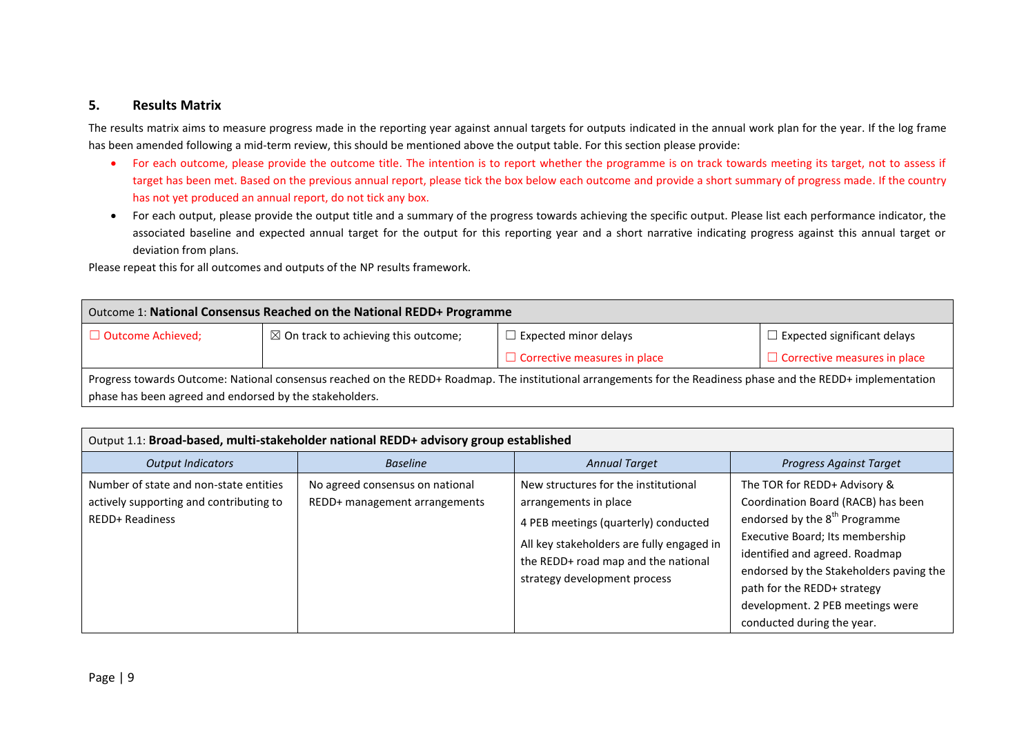## 5. Results Matrix

The results matrix aims to measure progress made in the reporting year against annual targets for outputs indicated in the annual work plan for the year. If the log frame has been amended following a mid-term review, this should be mentioned above the output table. For this section please provide:

- For each outcome, please provide the outcome title. The intention is to report whether the programme is on track towards meeting its target, not to assess if target has been met. Based on the previous annual report, please tick the box below each outcome and provide a short summary of progress made. If the country has not yet produced an annual report, do not tick any box.
- For each output, please provide the output title and a summary of the progress towards achieving the specific output. Please list each performance indicator, the associated baseline and expected annual target for the output for this reporting year and a short narrative indicating progress against this annual target or deviation from plans.

Please repeat this for all outcomes and outputs of the NP results framework.

| Outcome 1: **National Consensus Reached on the National REDD+ Programme** | | | |
|---|---|---|---|
| ☐ Outcome Achieved; | ☒ On track to achieving this outcome; | ☐ Expected minor delays<br>☐ Corrective measures in place | ☐ Expected significant delays<br>☐ Corrective measures in place |
| Progress towards Outcome: National consensus reached on the REDD+ Roadmap. The institutional arrangements for the Readiness phase and the REDD+ implementation phase has been agreed and endorsed by the stakeholders. | | | |

| Output 1.1: **Broad-based, multi-stakeholder national REDD+ advisory group established** | | | |
|---|---|---|---|
| *Output Indicators* | *Baseline* | *Annual Target* | *Progress Against Target* |
| Number of state and non-state entities actively supporting and contributing to REDD+ Readiness | No agreed consensus on national REDD+ management arrangements | New structures for the institutional arrangements in place<br>4 PEB meetings (quarterly) conducted<br>All key stakeholders are fully engaged in the REDD+ road map and the national strategy development process | The TOR for REDD+ Advisory & Coordination Board (RACB) has been endorsed by the 8th Programme Executive Board; Its membership identified and agreed. Roadmap endorsed by the Stakeholders paving the path for the REDD+ strategy development. 2 PEB meetings were conducted during the year. |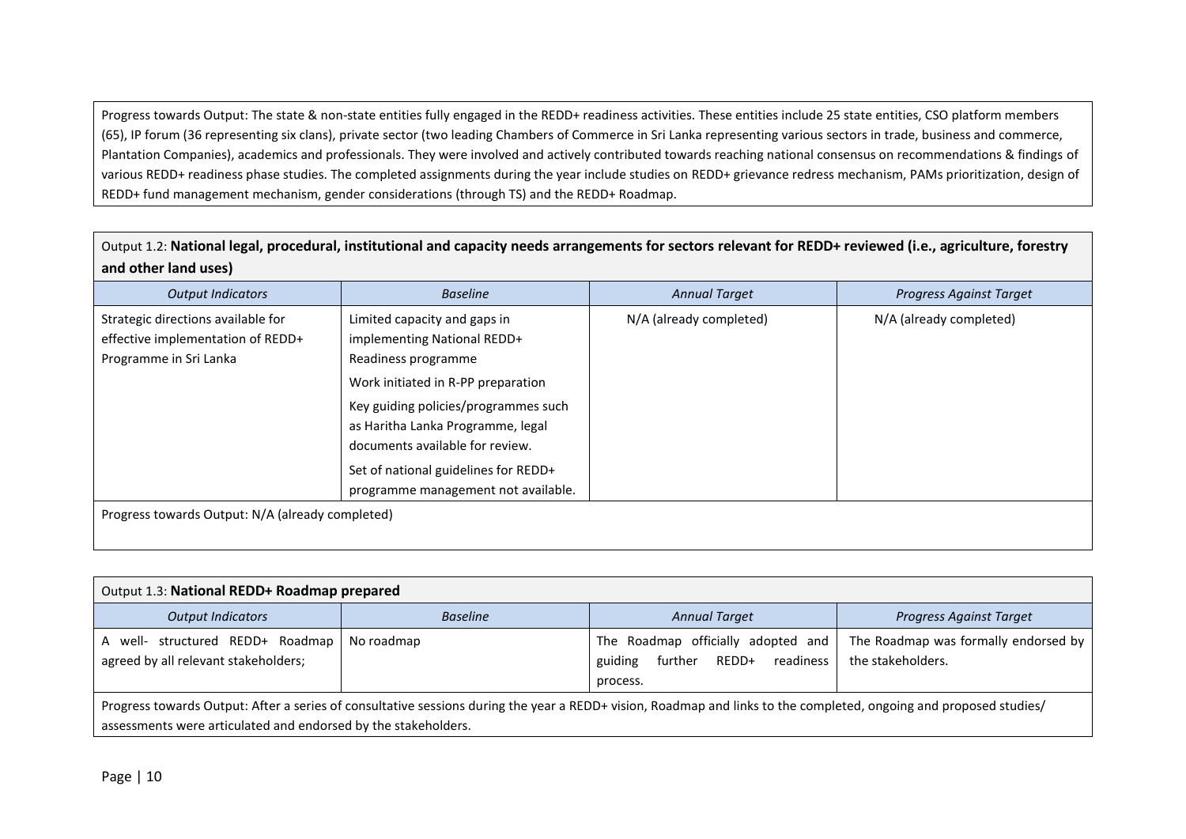Progress towards Output: The state & non-state entities fully engaged in the REDD+ readiness activities. These entities include 25 state entities, CSO platform members (65), IP forum (36 representing six clans), private sector (two leading Chambers of Commerce in Sri Lanka representing various sectors in trade, business and commerce, Plantation Companies), academics and professionals. They were involved and actively contributed towards reaching national consensus on recommendations & findings of various REDD+ readiness phase studies. The completed assignments during the year include studies on REDD+ grievance redress mechanism, PAMs prioritization, design of REDD+ fund management mechanism, gender considerations (through TS) and the REDD+ Roadmap.

Output 1.2: **National legal, procedural, institutional and capacity needs arrangements for sectors relevant for REDD+ reviewed (i.e., agriculture, forestry and other land uses)**

| *Output Indicators* | *Baseline* | *Annual Target* | *Progress Against Target* |
|---|---|---|---|
| Strategic directions available for effective implementation of REDD+ Programme in Sri Lanka | Limited capacity and gaps in implementing National REDD+ Readiness programme<br><br>Work initiated in R-PP preparation<br><br>Key guiding policies/programmes such as Haritha Lanka Programme, legal documents available for review.<br><br>Set of national guidelines for REDD+ programme management not available. | N/A (already completed) | N/A (already completed) |

Progress towards Output: N/A (already completed)

Output 1.3: **National REDD+ Roadmap prepared**

| *Output Indicators* | *Baseline* | *Annual Target* | *Progress Against Target* |
|---|---|---|---|
| A well- structured REDD+ Roadmap agreed by all relevant stakeholders; | No roadmap | The Roadmap officially adopted and guiding further REDD+ readiness process. | The Roadmap was formally endorsed by the stakeholders. |

Progress towards Output: After a series of consultative sessions during the year a REDD+ vision, Roadmap and links to the completed, ongoing and proposed studies/ assessments were articulated and endorsed by the stakeholders.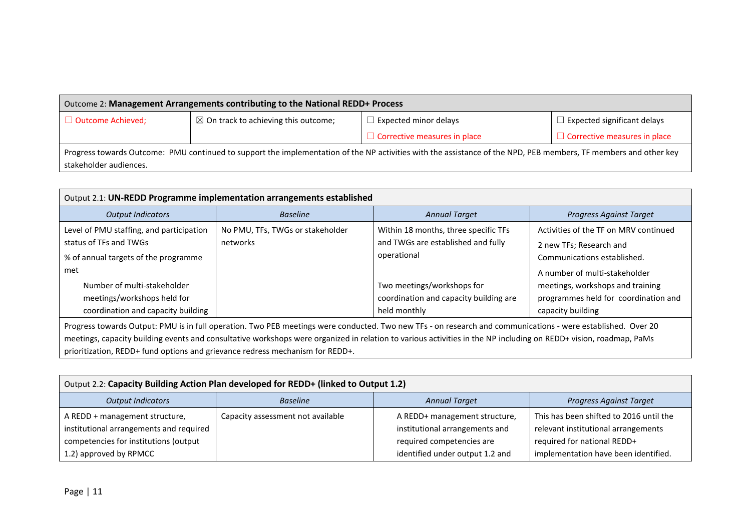| Outcome 2: **Management Arrangements contributing to the National REDD+ Process** | | | |
|---|---|---|---|
| ☐ Outcome Achieved; | ☒ On track to achieving this outcome; | ☐ Expected minor delays<br>☐ Corrective measures in place | ☐ Expected significant delays<br>☐ Corrective measures in place |
| Progress towards Outcome: PMU continued to support the implementation of the NP activities with the assistance of the NPD, PEB members, TF members and other key stakeholder audiences. | | | |

| Output 2.1: **UN-REDD Programme implementation arrangements established** | | | |
|---|---|---|---|
| *Output Indicators* | *Baseline* | *Annual Target* | *Progress Against Target* |
| Level of PMU staffing, and participation status of TFs and TWGs<br>% of annual targets of the programme met<br>Number of multi-stakeholder meetings/workshops held for coordination and capacity building | No PMU, TFs, TWGs or stakeholder networks | Within 18 months, three specific TFs and TWGs are established and fully operational<br><br>Two meetings/workshops for coordination and capacity building are held monthly | Activities of the TF on MRV continued<br>2 new TFs; Research and Communications established.<br>A number of multi-stakeholder meetings, workshops and training programmes held for coordination and capacity building |
| Progress towards Output: PMU is in full operation. Two PEB meetings were conducted. Two new TFs - on research and communications - were established. Over 20 meetings, capacity building events and consultative workshops were organized in relation to various activities in the NP including on REDD+ vision, roadmap, PaMs prioritization, REDD+ fund options and grievance redress mechanism for REDD+. | | | |

| Output 2.2: **Capacity Building Action Plan developed for REDD+ (linked to Output 1.2)** | | | |
|---|---|---|---|
| *Output Indicators* | *Baseline* | *Annual Target* | *Progress Against Target* |
| A REDD + management structure, institutional arrangements and required competencies for institutions (output 1.2) approved by RPMCC | Capacity assessment not available | A REDD+ management structure, institutional arrangements and required competencies are identified under output 1.2 and | This has been shifted to 2016 until the relevant institutional arrangements required for national REDD+ implementation have been identified. |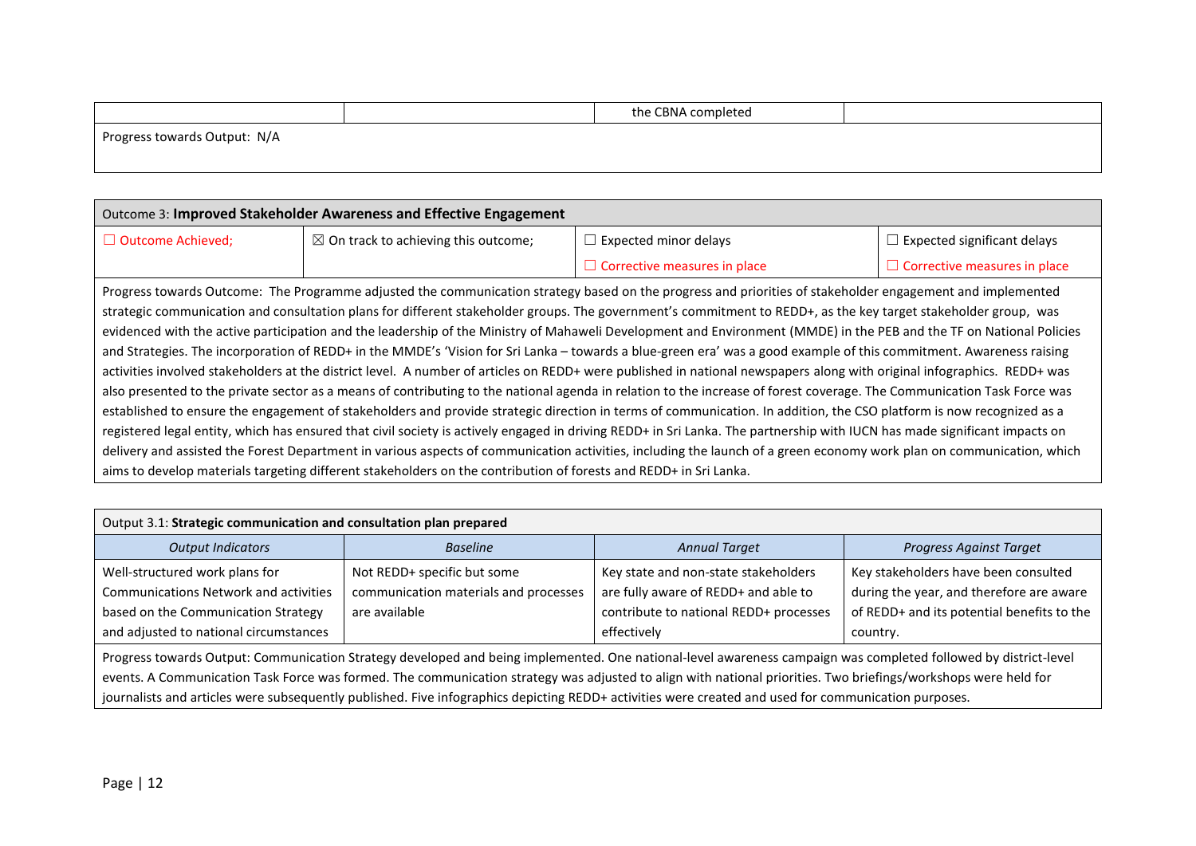| | | the CBNA completed | |
|---|---|---|---|

Progress towards Output: N/A

| Outcome 3: **Improved Stakeholder Awareness and Effective Engagement** | | | |
|---|---|---|---|
| ☐ Outcome Achieved; | ☒ On track to achieving this outcome; | ☐ Expected minor delays<br>☐ Corrective measures in place | ☐ Expected significant delays<br>☐ Corrective measures in place |

Progress towards Outcome: The Programme adjusted the communication strategy based on the progress and priorities of stakeholder engagement and implemented strategic communication and consultation plans for different stakeholder groups. The government's commitment to REDD+, as the key target stakeholder group, was evidenced with the active participation and the leadership of the Ministry of Mahaweli Development and Environment (MMDE) in the PEB and the TF on National Policies and Strategies. The incorporation of REDD+ in the MMDE's 'Vision for Sri Lanka – towards a blue-green era' was a good example of this commitment. Awareness raising activities involved stakeholders at the district level. A number of articles on REDD+ were published in national newspapers along with original infographics. REDD+ was also presented to the private sector as a means of contributing to the national agenda in relation to the increase of forest coverage. The Communication Task Force was established to ensure the engagement of stakeholders and provide strategic direction in terms of communication. In addition, the CSO platform is now recognized as a registered legal entity, which has ensured that civil society is actively engaged in driving REDD+ in Sri Lanka. The partnership with IUCN has made significant impacts on delivery and assisted the Forest Department in various aspects of communication activities, including the launch of a green economy work plan on communication, which aims to develop materials targeting different stakeholders on the contribution of forests and REDD+ in Sri Lanka.

Output 3.1: **Strategic communication and consultation plan prepared**

| *Output Indicators* | *Baseline* | *Annual Target* | *Progress Against Target* |
|---|---|---|---|
| Well-structured work plans for Communications Network and activities based on the Communication Strategy and adjusted to national circumstances | Not REDD+ specific but some communication materials and processes are available | Key state and non-state stakeholders are fully aware of REDD+ and able to contribute to national REDD+ processes effectively | Key stakeholders have been consulted during the year, and therefore are aware of REDD+ and its potential benefits to the country. |

Progress towards Output: Communication Strategy developed and being implemented. One national-level awareness campaign was completed followed by district-level events. A Communication Task Force was formed. The communication strategy was adjusted to align with national priorities. Two briefings/workshops were held for journalists and articles were subsequently published. Five infographics depicting REDD+ activities were created and used for communication purposes.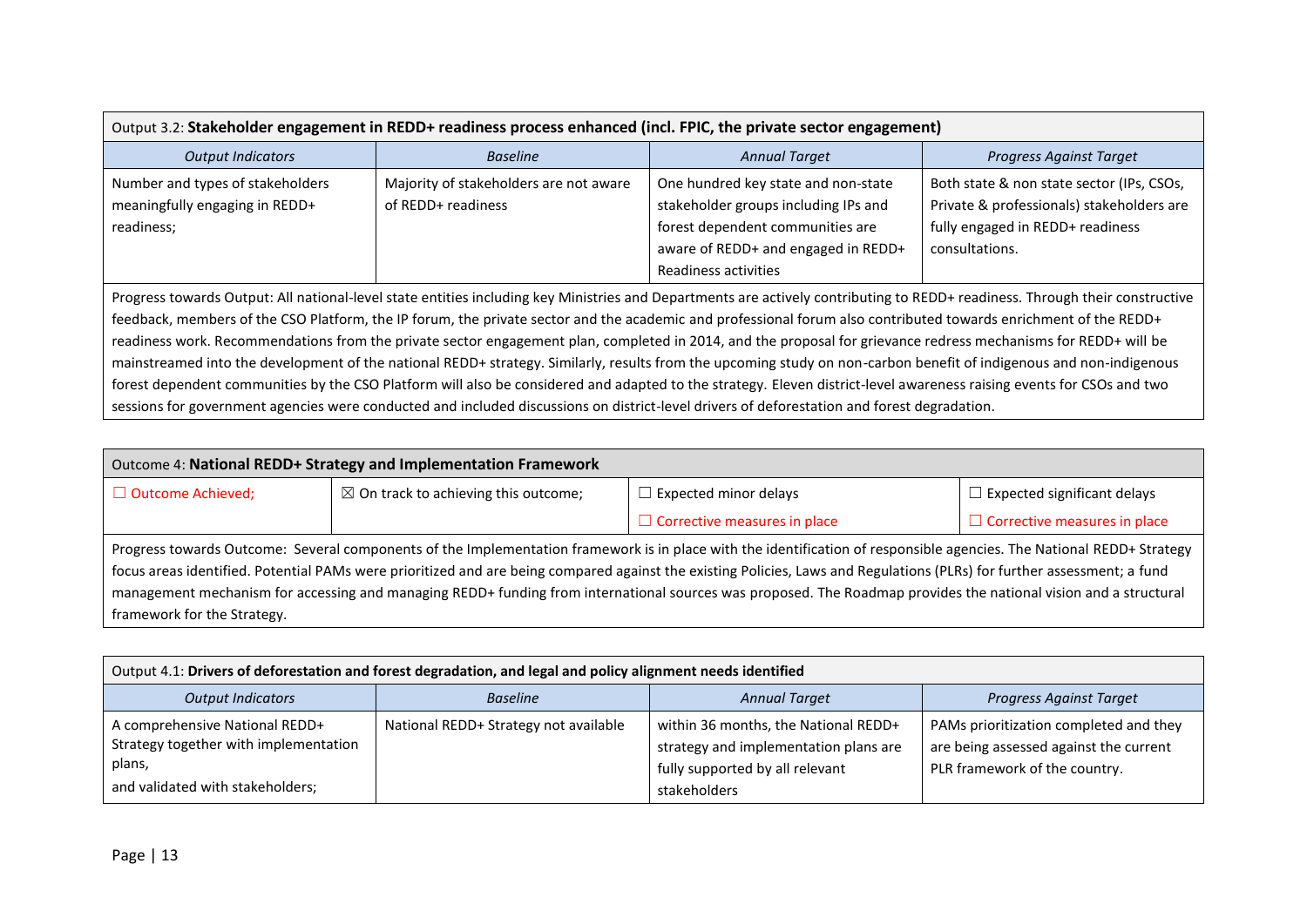Output 3.2: **Stakeholder engagement in REDD+ readiness process enhanced (incl. FPIC, the private sector engagement)**

| *Output Indicators* | *Baseline* | *Annual Target* | *Progress Against Target* |
|---|---|---|---|
| Number and types of stakeholders meaningfully engaging in REDD+ readiness; | Majority of stakeholders are not aware of REDD+ readiness | One hundred key state and non-state stakeholder groups including IPs and forest dependent communities are aware of REDD+ and engaged in REDD+ Readiness activities | Both state & non state sector (IPs, CSOs, Private & professionals) stakeholders are fully engaged in REDD+ readiness consultations. |

Progress towards Output: All national-level state entities including key Ministries and Departments are actively contributing to REDD+ readiness. Through their constructive feedback, members of the CSO Platform, the IP forum, the private sector and the academic and professional forum also contributed towards enrichment of the REDD+ readiness work. Recommendations from the private sector engagement plan, completed in 2014, and the proposal for grievance redress mechanisms for REDD+ will be mainstreamed into the development of the national REDD+ strategy. Similarly, results from the upcoming study on non-carbon benefit of indigenous and non-indigenous forest dependent communities by the CSO Platform will also be considered and adapted to the strategy. Eleven district-level awareness raising events for CSOs and two sessions for government agencies were conducted and included discussions on district-level drivers of deforestation and forest degradation.

Outcome 4: **National REDD+ Strategy and Implementation Framework**

| | | | |
|---|---|---|---|
| ☐ Outcome Achieved; | ☒ On track to achieving this outcome; | ☐ Expected minor delays | ☐ Expected significant delays |
| | | ☐ Corrective measures in place | ☐ Corrective measures in place |

Progress towards Outcome: Several components of the Implementation framework is in place with the identification of responsible agencies. The National REDD+ Strategy focus areas identified. Potential PAMs were prioritized and are being compared against the existing Policies, Laws and Regulations (PLRs) for further assessment; a fund management mechanism for accessing and managing REDD+ funding from international sources was proposed. The Roadmap provides the national vision and a structural framework for the Strategy.

Output 4.1: **Drivers of deforestation and forest degradation, and legal and policy alignment needs identified**

| *Output Indicators* | *Baseline* | *Annual Target* | *Progress Against Target* |
|---|---|---|---|
| A comprehensive National REDD+ Strategy together with implementation plans, and validated with stakeholders; | National REDD+ Strategy not available | within 36 months, the National REDD+ strategy and implementation plans are fully supported by all relevant stakeholders | PAMs prioritization completed and they are being assessed against the current PLR framework of the country. |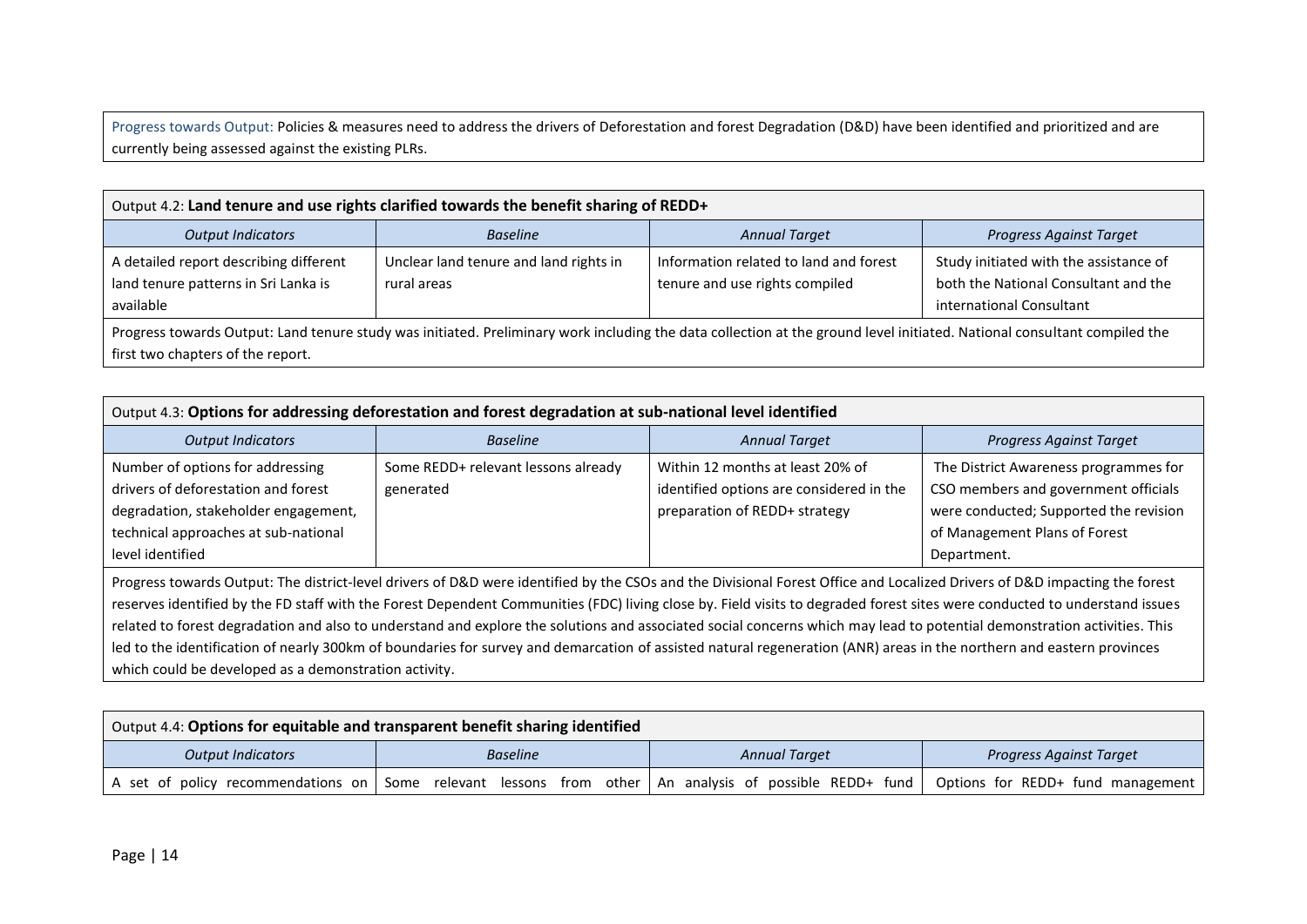Progress towards Output: Policies & measures need to address the drivers of Deforestation and forest Degradation (D&D) have been identified and prioritized and are currently being assessed against the existing PLRs.

Output 4.2: **Land tenure and use rights clarified towards the benefit sharing of REDD+**

| *Output Indicators* | *Baseline* | *Annual Target* | *Progress Against Target* |
|---|---|---|---|
| A detailed report describing different land tenure patterns in Sri Lanka is available | Unclear land tenure and land rights in rural areas | Information related to land and forest tenure and use rights compiled | Study initiated with the assistance of both the National Consultant and the international Consultant |

Progress towards Output: Land tenure study was initiated. Preliminary work including the data collection at the ground level initiated. National consultant compiled the first two chapters of the report.

Output 4.3: **Options for addressing deforestation and forest degradation at sub-national level identified**

| *Output Indicators* | *Baseline* | *Annual Target* | *Progress Against Target* |
|---|---|---|---|
| Number of options for addressing drivers of deforestation and forest degradation, stakeholder engagement, technical approaches at sub-national level identified | Some REDD+ relevant lessons already generated | Within 12 months at least 20% of identified options are considered in the preparation of REDD+ strategy | The District Awareness programmes for CSO members and government officials were conducted; Supported the revision of Management Plans of Forest Department. |

Progress towards Output: The district-level drivers of D&D were identified by the CSOs and the Divisional Forest Office and Localized Drivers of D&D impacting the forest reserves identified by the FD staff with the Forest Dependent Communities (FDC) living close by. Field visits to degraded forest sites were conducted to understand issues related to forest degradation and also to understand and explore the solutions and associated social concerns which may lead to potential demonstration activities. This led to the identification of nearly 300km of boundaries for survey and demarcation of assisted natural regeneration (ANR) areas in the northern and eastern provinces which could be developed as a demonstration activity.

Output 4.4: **Options for equitable and transparent benefit sharing identified**

| *Output Indicators* | *Baseline* | *Annual Target* | *Progress Against Target* |
|---|---|---|---|
| A set of policy recommendations on | Some relevant lessons from other | An analysis of possible REDD+ fund | Options for REDD+ fund management |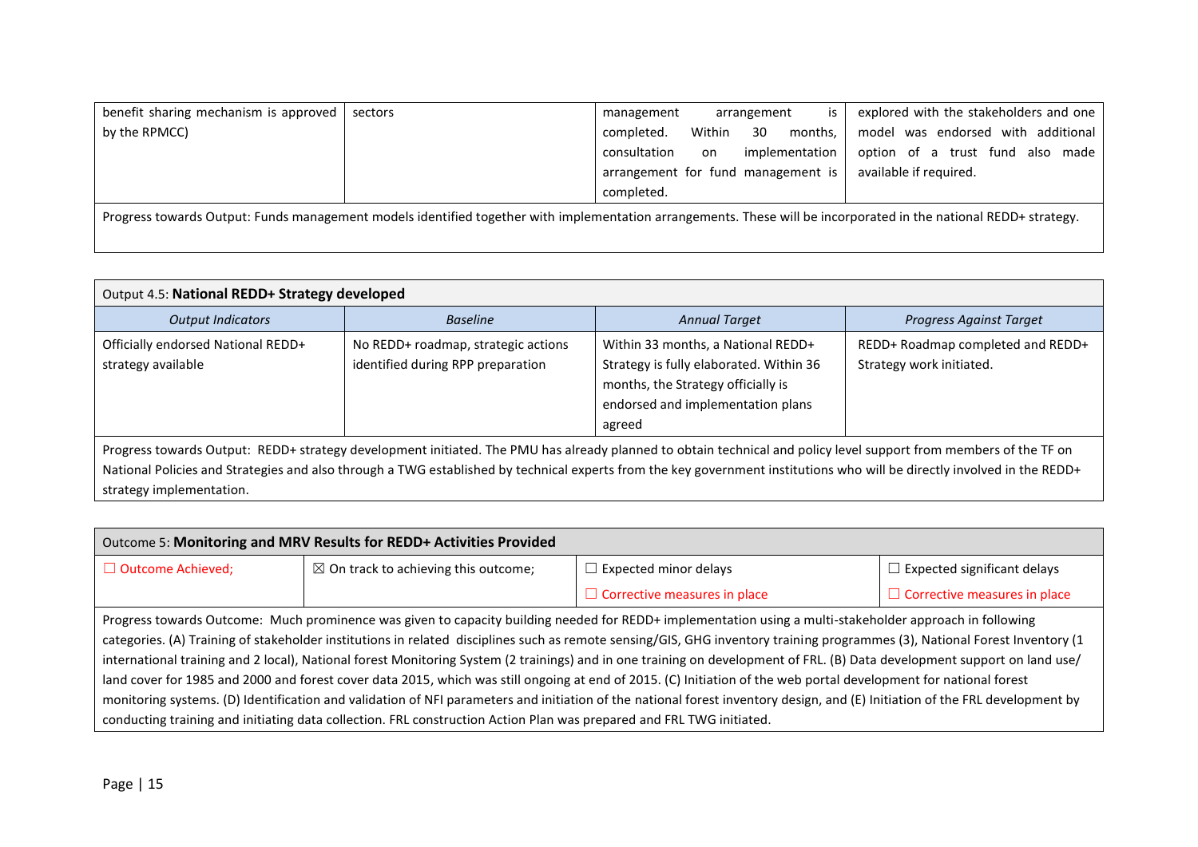| | | | |
|---|---|---|---|
| benefit sharing mechanism is approved by the RPMCC) | sectors | management arrangement is completed. Within 30 months, consultation on implementation arrangement for fund management is completed. | explored with the stakeholders and one model was endorsed with additional option of a trust fund also made available if required. |

Progress towards Output: Funds management models identified together with implementation arrangements. These will be incorporated in the national REDD+ strategy.

Output 4.5: **National REDD+ Strategy developed**

| *Output Indicators* | *Baseline* | *Annual Target* | *Progress Against Target* |
|---|---|---|---|
| Officially endorsed National REDD+ strategy available | No REDD+ roadmap, strategic actions identified during RPP preparation | Within 33 months, a National REDD+ Strategy is fully elaborated. Within 36 months, the Strategy officially is endorsed and implementation plans agreed | REDD+ Roadmap completed and REDD+ Strategy work initiated. |

Progress towards Output: REDD+ strategy development initiated. The PMU has already planned to obtain technical and policy level support from members of the TF on National Policies and Strategies and also through a TWG established by technical experts from the key government institutions who will be directly involved in the REDD+ strategy implementation.

Outcome 5: **Monitoring and MRV Results for REDD+ Activities Provided**

| | | | |
|---|---|---|---|
| ☐ Outcome Achieved; | ☒ On track to achieving this outcome; | ☐ Expected minor delays<br>☐ Corrective measures in place | ☐ Expected significant delays<br>☐ Corrective measures in place |

Progress towards Outcome: Much prominence was given to capacity building needed for REDD+ implementation using a multi-stakeholder approach in following categories. (A) Training of stakeholder institutions in related disciplines such as remote sensing/GIS, GHG inventory training programmes (3), National Forest Inventory (1 international training and 2 local), National forest Monitoring System (2 trainings) and in one training on development of FRL. (B) Data development support on land use/ land cover for 1985 and 2000 and forest cover data 2015, which was still ongoing at end of 2015. (C) Initiation of the web portal development for national forest monitoring systems. (D) Identification and validation of NFI parameters and initiation of the national forest inventory design, and (E) Initiation of the FRL development by conducting training and initiating data collection. FRL construction Action Plan was prepared and FRL TWG initiated.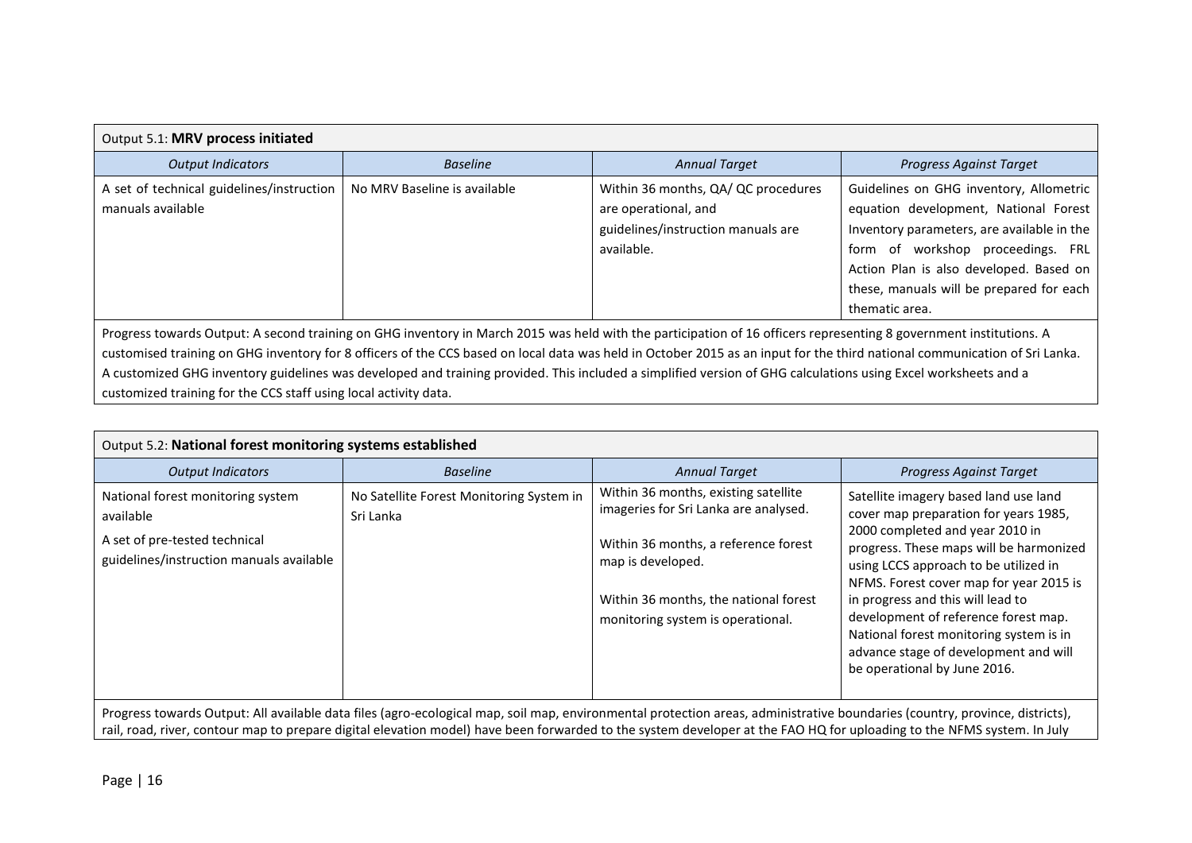| Output 5.1: **MRV process initiated** | | | |
|---|---|---|---|
| *Output Indicators* | *Baseline* | *Annual Target* | *Progress Against Target* |
| A set of technical guidelines/instruction manuals available | No MRV Baseline is available | Within 36 months, QA/ QC procedures are operational, and guidelines/instruction manuals are available. | Guidelines on GHG inventory, Allometric equation development, National Forest Inventory parameters, are available in the form of workshop proceedings. FRL Action Plan is also developed. Based on these, manuals will be prepared for each thematic area. |
| Progress towards Output: A second training on GHG inventory in March 2015 was held with the participation of 16 officers representing 8 government institutions. A customised training on GHG inventory for 8 officers of the CCS based on local data was held in October 2015 as an input for the third national communication of Sri Lanka. A customized GHG inventory guidelines was developed and training provided. This included a simplified version of GHG calculations using Excel worksheets and a customized training for the CCS staff using local activity data. | | | |

| Output 5.2: **National forest monitoring systems established** | | | |
|---|---|---|---|
| *Output Indicators* | *Baseline* | *Annual Target* | *Progress Against Target* |
| National forest monitoring system available<br><br>A set of pre-tested technical guidelines/instruction manuals available | No Satellite Forest Monitoring System in Sri Lanka | Within 36 months, existing satellite imageries for Sri Lanka are analysed.<br><br>Within 36 months, a reference forest map is developed.<br><br>Within 36 months, the national forest monitoring system is operational. | Satellite imagery based land use land cover map preparation for years 1985, 2000 completed and year 2010 in progress. These maps will be harmonized using LCCS approach to be utilized in NFMS. Forest cover map for year 2015 is in progress and this will lead to development of reference forest map. National forest monitoring system is in advance stage of development and will be operational by June 2016. |
| Progress towards Output: All available data files (agro-ecological map, soil map, environmental protection areas, administrative boundaries (country, province, districts), rail, road, river, contour map to prepare digital elevation model) have been forwarded to the system developer at the FAO HQ for uploading to the NFMS system. In July | | | |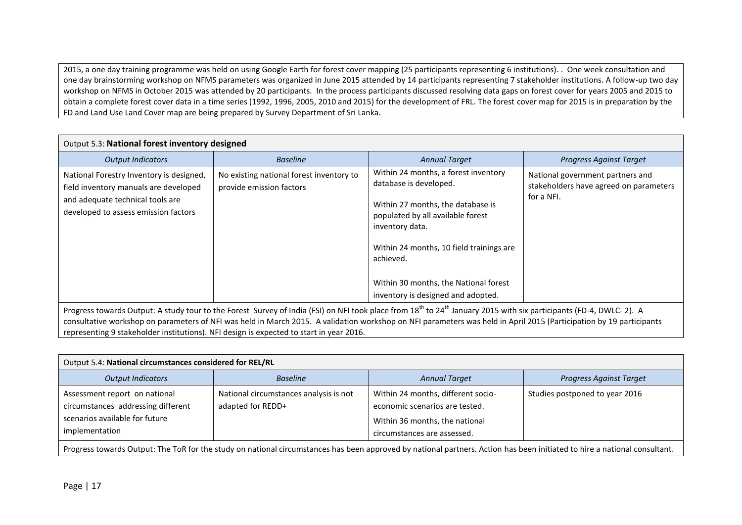2015, a one day training programme was held on using Google Earth for forest cover mapping (25 participants representing 6 institutions). . One week consultation and one day brainstorming workshop on NFMS parameters was organized in June 2015 attended by 14 participants representing 7 stakeholder institutions. A follow-up two day workshop on NFMS in October 2015 was attended by 20 participants. In the process participants discussed resolving data gaps on forest cover for years 2005 and 2015 to obtain a complete forest cover data in a time series (1992, 1996, 2005, 2010 and 2015) for the development of FRL. The forest cover map for 2015 is in preparation by the FD and Land Use Land Cover map are being prepared by Survey Department of Sri Lanka.

Output 5.3: **National forest inventory designed**

| *Output Indicators* | *Baseline* | *Annual Target* | *Progress Against Target* |
|---|---|---|---|
| National Forestry Inventory is designed, field inventory manuals are developed and adequate technical tools are developed to assess emission factors | No existing national forest inventory to provide emission factors | Within 24 months, a forest inventory database is developed.<br><br>Within 27 months, the database is populated by all available forest inventory data.<br><br>Within 24 months, 10 field trainings are achieved.<br><br>Within 30 months, the National forest inventory is designed and adopted. | National government partners and stakeholders have agreed on parameters for a NFI. |

Progress towards Output: A study tour to the Forest Survey of India (FSI) on NFI took place from 18th to 24th January 2015 with six participants (FD-4, DWLC- 2). A consultative workshop on parameters of NFI was held in March 2015. A validation workshop on NFI parameters was held in April 2015 (Participation by 19 participants representing 9 stakeholder institutions). NFI design is expected to start in year 2016.

Output 5.4: **National circumstances considered for REL/RL**

| *Output Indicators* | *Baseline* | *Annual Target* | *Progress Against Target* |
|---|---|---|---|
| Assessment report on national circumstances addressing different scenarios available for future implementation | National circumstances analysis is not adapted for REDD+ | Within 24 months, different socio-economic scenarios are tested.<br><br>Within 36 months, the national circumstances are assessed. | Studies postponed to year 2016 |

Progress towards Output: The ToR for the study on national circumstances has been approved by national partners. Action has been initiated to hire a national consultant.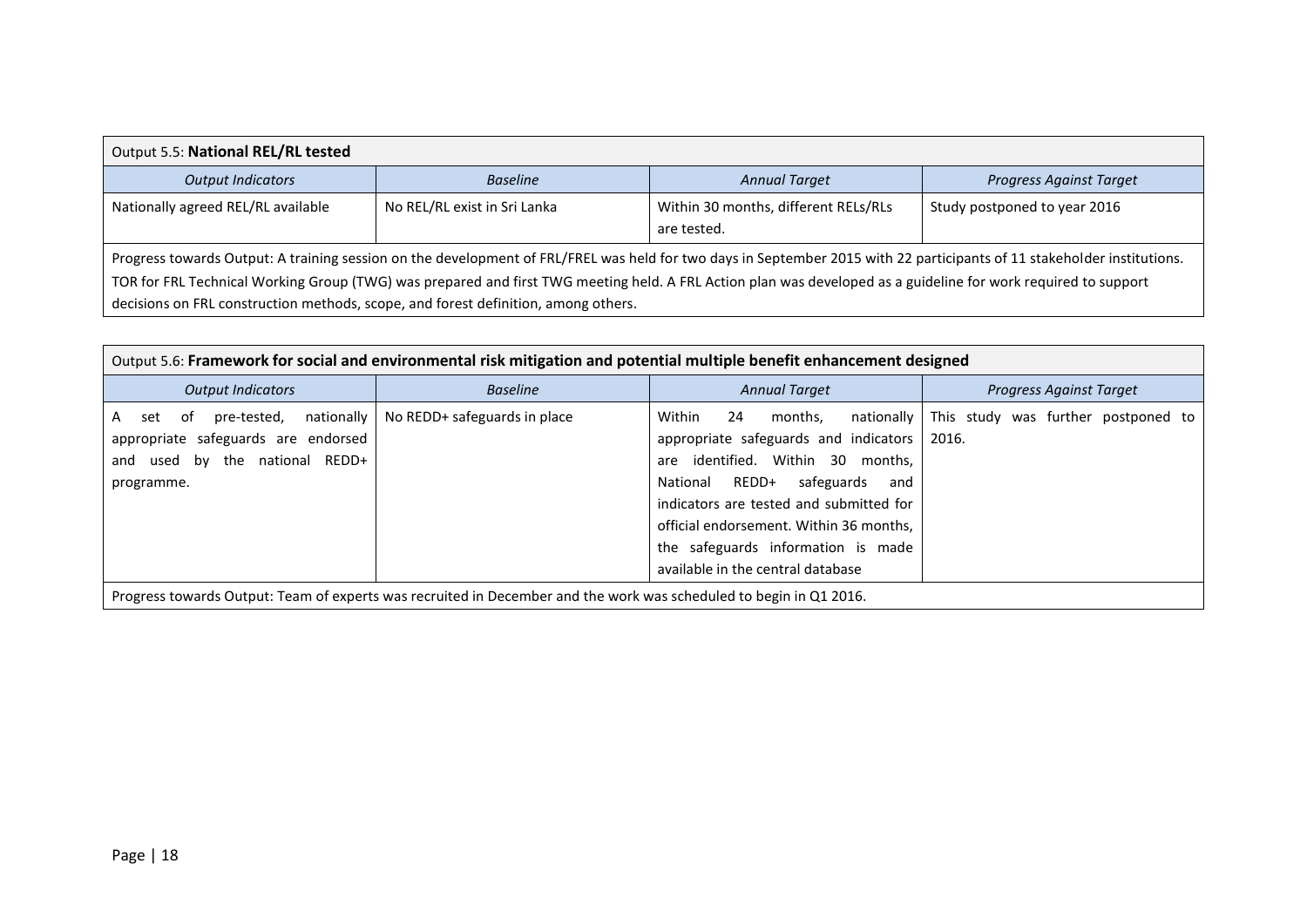| Output 5.5: **National REL/RL tested** | | | |
|---|---|---|---|
| *Output Indicators* | *Baseline* | *Annual Target* | *Progress Against Target* |
| Nationally agreed REL/RL available | No REL/RL exist in Sri Lanka | Within 30 months, different RELs/RLs are tested. | Study postponed to year 2016 |
| Progress towards Output: A training session on the development of FRL/FREL was held for two days in September 2015 with 22 participants of 11 stakeholder institutions. TOR for FRL Technical Working Group (TWG) was prepared and first TWG meeting held. A FRL Action plan was developed as a guideline for work required to support decisions on FRL construction methods, scope, and forest definition, among others. | | | |

| Output 5.6: **Framework for social and environmental risk mitigation and potential multiple benefit enhancement designed** | | | |
|---|---|---|---|
| *Output Indicators* | *Baseline* | *Annual Target* | *Progress Against Target* |
| A set of pre-tested, nationally appropriate safeguards are endorsed and used by the national REDD+ programme. | No REDD+ safeguards in place | Within 24 months, nationally appropriate safeguards and indicators are identified. Within 30 months, National REDD+ safeguards and indicators are tested and submitted for official endorsement. Within 36 months, the safeguards information is made available in the central database | This study was further postponed to 2016. |
| Progress towards Output: Team of experts was recruited in December and the work was scheduled to begin in Q1 2016. | | | |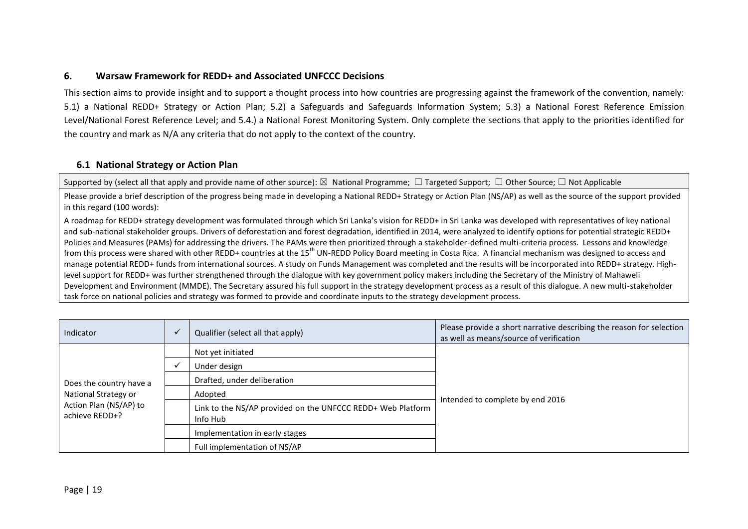## 6. Warsaw Framework for REDD+ and Associated UNFCCC Decisions

This section aims to provide insight and to support a thought process into how countries are progressing against the framework of the convention, namely: 5.1) a National REDD+ Strategy or Action Plan; 5.2) a Safeguards and Safeguards Information System; 5.3) a National Forest Reference Emission Level/National Forest Reference Level; and 5.4.) a National Forest Monitoring System. Only complete the sections that apply to the priorities identified for the country and mark as N/A any criteria that do not apply to the context of the country.

### 6.1 National Strategy or Action Plan

| Supported by (select all that apply and provide name of other source): ☒ National Programme; ☐ Targeted Support; ☐ Other Source; ☐ Not Applicable |
|---|
| Please provide a brief description of the progress being made in developing a National REDD+ Strategy or Action Plan (NS/AP) as well as the source of the support provided in this regard (100 words): |
| A roadmap for REDD+ strategy development was formulated through which Sri Lanka's vision for REDD+ in Sri Lanka was developed with representatives of key national and sub-national stakeholder groups. Drivers of deforestation and forest degradation, identified in 2014, were analyzed to identify options for potential strategic REDD+ Policies and Measures (PAMs) for addressing the drivers. The PAMs were then prioritized through a stakeholder-defined multi-criteria process. Lessons and knowledge from this process were shared with other REDD+ countries at the 15th UN-REDD Policy Board meeting in Costa Rica. A financial mechanism was designed to access and manage potential REDD+ funds from international sources. A study on Funds Management was completed and the results will be incorporated into REDD+ strategy. High-level support for REDD+ was further strengthened through the dialogue with key government policy makers including the Secretary of the Ministry of Mahaweli Development and Environment (MMDE). The Secretary assured his full support in the strategy development process as a result of this dialogue. A new multi-stakeholder task force on national policies and strategy was formed to provide and coordinate inputs to the strategy development process. |

| Indicator | ✓ | Qualifier (select all that apply) | Please provide a short narrative describing the reason for selection as well as means/source of verification |
|---|---|---|---|
| Does the country have a National Strategy or Action Plan (NS/AP) to achieve REDD+? | | Not yet initiated | Intended to complete by end 2016 |
| | ✓ | Under design | |
| | | Drafted, under deliberation | |
| | | Adopted | |
| | | Link to the NS/AP provided on the UNFCCC REDD+ Web Platform Info Hub | |
| | | Implementation in early stages | |
| | | Full implementation of NS/AP | |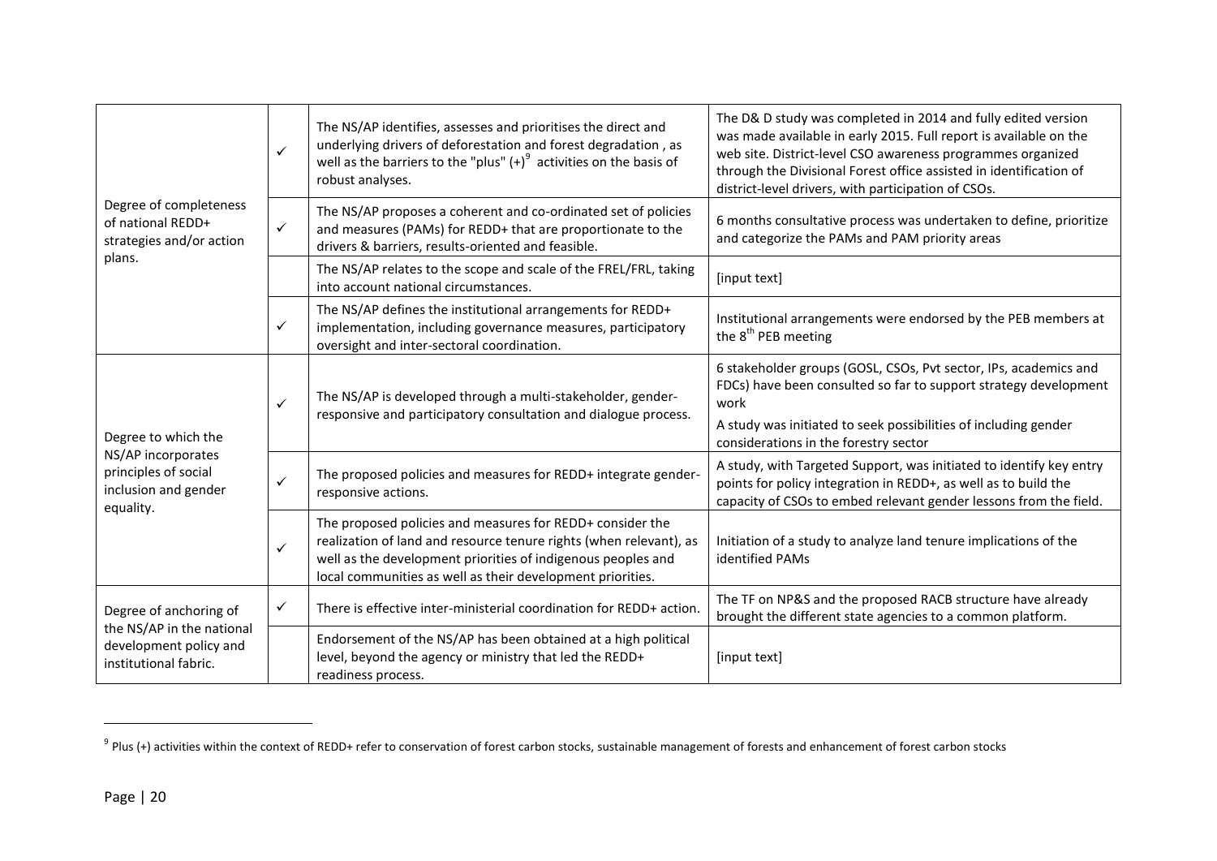| | | | |
|---|---|---|---|
| Degree of completeness of national REDD+ strategies and/or action plans. | ✓ | The NS/AP identifies, assesses and prioritises the direct and underlying drivers of deforestation and forest degradation , as well as the barriers to the "plus" (+)[9] activities on the basis of robust analyses. | The D& D study was completed in 2014 and fully edited version was made available in early 2015. Full report is available on the web site. District-level CSO awareness programmes organized through the Divisional Forest office assisted in identification of district-level drivers, with participation of CSOs. |
| | ✓ | The NS/AP proposes a coherent and co-ordinated set of policies and measures (PAMs) for REDD+ that are proportionate to the drivers & barriers, results-oriented and feasible. | 6 months consultative process was undertaken to define, prioritize and categorize the PAMs and PAM priority areas |
| | | The NS/AP relates to the scope and scale of the FREL/FRL, taking into account national circumstances. | [input text] |
| | ✓ | The NS/AP defines the institutional arrangements for REDD+ implementation, including governance measures, participatory oversight and inter-sectoral coordination. | Institutional arrangements were endorsed by the PEB members at the 8th PEB meeting |
| Degree to which the NS/AP incorporates principles of social inclusion and gender equality. | ✓ | The NS/AP is developed through a multi-stakeholder, gender-responsive and participatory consultation and dialogue process. | 6 stakeholder groups (GOSL, CSOs, Pvt sector, IPs, academics and FDCs) have been consulted so far to support strategy development work<br>A study was initiated to seek possibilities of including gender considerations in the forestry sector |
| | ✓ | The proposed policies and measures for REDD+ integrate gender-responsive actions. | A study, with Targeted Support, was initiated to identify key entry points for policy integration in REDD+, as well as to build the capacity of CSOs to embed relevant gender lessons from the field. |
| | ✓ | The proposed policies and measures for REDD+ consider the realization of land and resource tenure rights (when relevant), as well as the development priorities of indigenous peoples and local communities as well as their development priorities. | Initiation of a study to analyze land tenure implications of the identified PAMs |
| Degree of anchoring of the NS/AP in the national development policy and institutional fabric. | ✓ | There is effective inter-ministerial coordination for REDD+ action. | The TF on NP&S and the proposed RACB structure have already brought the different state agencies to a common platform. |
| | | Endorsement of the NS/AP has been obtained at a high political level, beyond the agency or ministry that led the REDD+ readiness process. | [input text] |

[9] Plus (+) activities within the context of REDD+ refer to conservation of forest carbon stocks, sustainable management of forests and enhancement of forest carbon stocks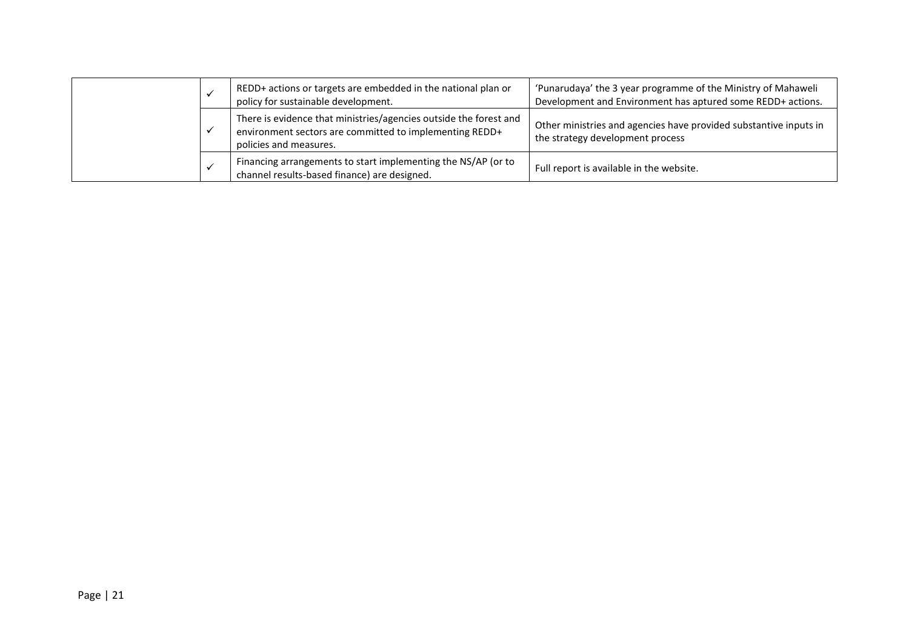| | | | |
|---|---|---|---|
| | ✓ | REDD+ actions or targets are embedded in the national plan or policy for sustainable development. | 'Punarudaya' the 3 year programme of the Ministry of Mahaweli Development and Environment has aptured some REDD+ actions. |
| | ✓ | There is evidence that ministries/agencies outside the forest and environment sectors are committed to implementing REDD+ policies and measures. | Other ministries and agencies have provided substantive inputs in the strategy development process |
| | ✓ | Financing arrangements to start implementing the NS/AP (or to channel results-based finance) are designed. | Full report is available in the website. |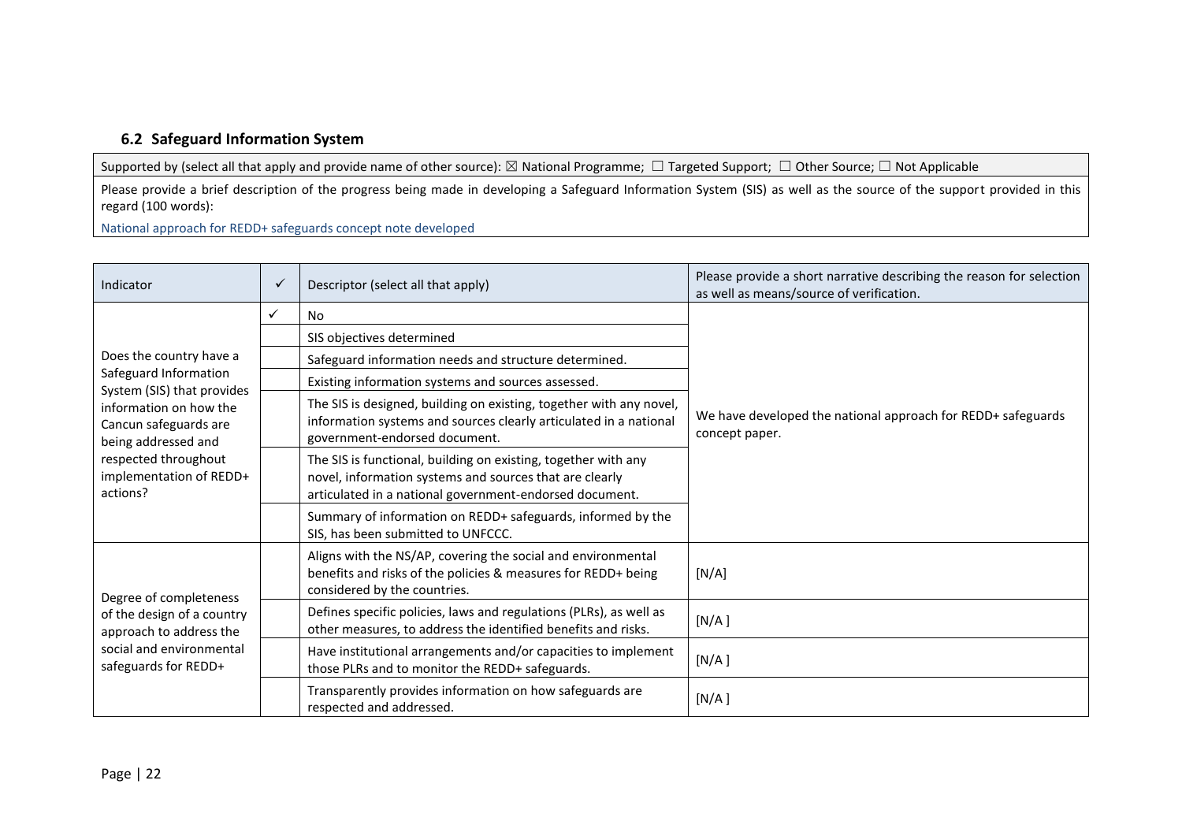### 6.2 Safeguard Information System

| Supported by (select all that apply and provide name of other source): ☒ National Programme; ☐ Targeted Support; ☐ Other Source; ☐ Not Applicable |
|---|
| Please provide a brief description of the progress being made in developing a Safeguard Information System (SIS) as well as the source of the support provided in this regard (100 words): |
| National approach for REDD+ safeguards concept note developed |

| Indicator | ✓ | Descriptor (select all that apply) | Please provide a short narrative describing the reason for selection as well as means/source of verification. |
|---|---|---|---|
| Does the country have a Safeguard Information System (SIS) that provides information on how the Cancun safeguards are being addressed and respected throughout implementation of REDD+ actions? | ✓ | No | We have developed the national approach for REDD+ safeguards concept paper. |
| | | SIS objectives determined | |
| | | Safeguard information needs and structure determined. | |
| | | Existing information systems and sources assessed. | |
| | | The SIS is designed, building on existing, together with any novel, information systems and sources clearly articulated in a national government-endorsed document. | |
| | | The SIS is functional, building on existing, together with any novel, information systems and sources that are clearly articulated in a national government-endorsed document. | |
| | | Summary of information on REDD+ safeguards, informed by the SIS, has been submitted to UNFCCC. | |
| Degree of completeness of the design of a country approach to address the social and environmental safeguards for REDD+ | | Aligns with the NS/AP, covering the social and environmental benefits and risks of the policies & measures for REDD+ being considered by the countries. | [N/A] |
| | | Defines specific policies, laws and regulations (PLRs), as well as other measures, to address the identified benefits and risks. | [N/A ] |
| | | Have institutional arrangements and/or capacities to implement those PLRs and to monitor the REDD+ safeguards. | [N/A ] |
| | | Transparently provides information on how safeguards are respected and addressed. | [N/A ] |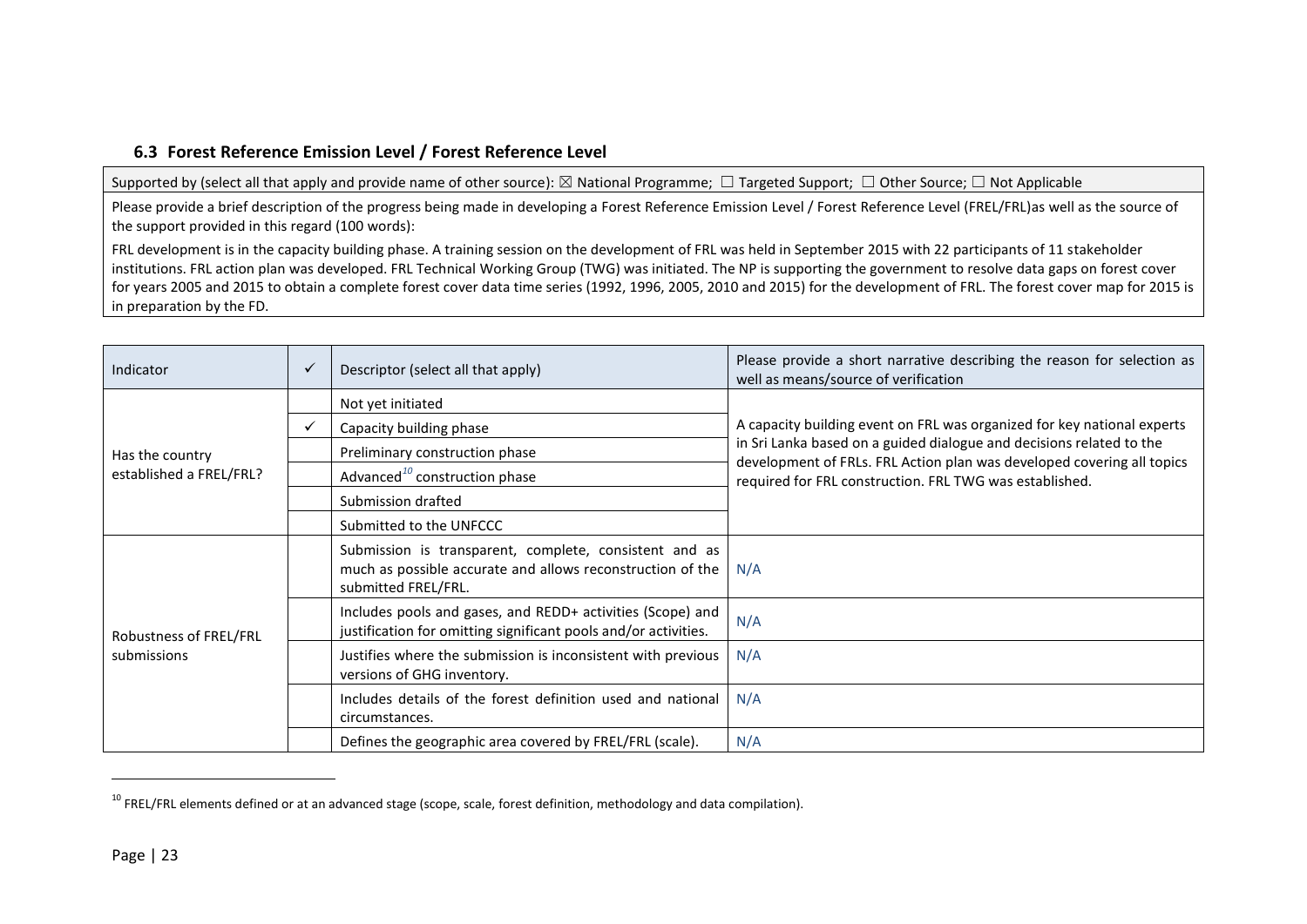### 6.3 Forest Reference Emission Level / Forest Reference Level

| Supported by (select all that apply and provide name of other source): ☒ National Programme; ☐ Targeted Support; ☐ Other Source; ☐ Not Applicable |
|---|
| Please provide a brief description of the progress being made in developing a Forest Reference Emission Level / Forest Reference Level (FREL/FRL)as well as the source of the support provided in this regard (100 words): |
| FRL development is in the capacity building phase. A training session on the development of FRL was held in September 2015 with 22 participants of 11 stakeholder institutions. FRL action plan was developed. FRL Technical Working Group (TWG) was initiated. The NP is supporting the government to resolve data gaps on forest cover for years 2005 and 2015 to obtain a complete forest cover data time series (1992, 1996, 2005, 2010 and 2015) for the development of FRL. The forest cover map for 2015 is in preparation by the FD. |

| Indicator | ✓ | Descriptor (select all that apply) | Please provide a short narrative describing the reason for selection as well as means/source of verification |
|---|---|---|---|
| Has the country established a FREL/FRL? | | Not yet initiated | A capacity building event on FRL was organized for key national experts in Sri Lanka based on a guided dialogue and decisions related to the development of FRLs. FRL Action plan was developed covering all topics required for FRL construction. FRL TWG was established. |
| | ✓ | Capacity building phase | |
| | | Preliminary construction phase | |
| | | Advanced[10] construction phase | |
| | | Submission drafted | |
| | | Submitted to the UNFCCC | |
| Robustness of FREL/FRL submissions | | Submission is transparent, complete, consistent and as much as possible accurate and allows reconstruction of the submitted FREL/FRL. | N/A |
| | | Includes pools and gases, and REDD+ activities (Scope) and justification for omitting significant pools and/or activities. | N/A |
| | | Justifies where the submission is inconsistent with previous versions of GHG inventory. | N/A |
| | | Includes details of the forest definition used and national circumstances. | N/A |
| | | Defines the geographic area covered by FREL/FRL (scale). | N/A |

[10] FREL/FRL elements defined or at an advanced stage (scope, scale, forest definition, methodology and data compilation).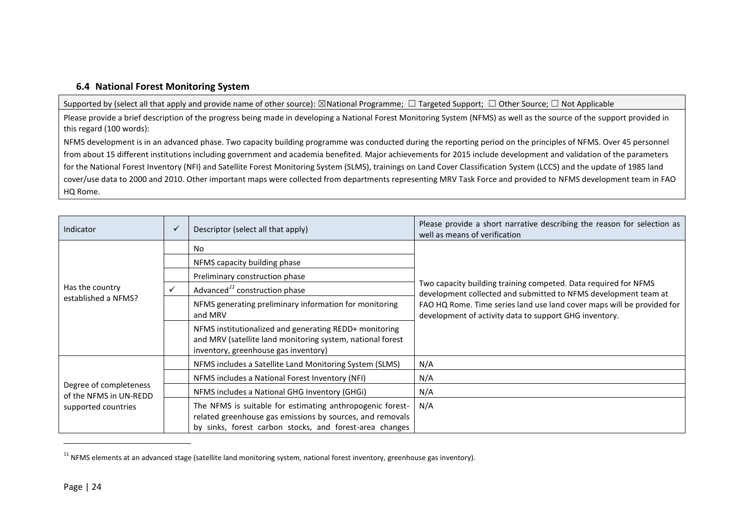### 6.4 National Forest Monitoring System

| Supported by (select all that apply and provide name of other source): ☒National Programme; ☐ Targeted Support; ☐ Other Source; ☐ Not Applicable |
|---|
| Please provide a brief description of the progress being made in developing a National Forest Monitoring System (NFMS) as well as the source of the support provided in this regard (100 words): |
| NFMS development is in an advanced phase. Two capacity building programme was conducted during the reporting period on the principles of NFMS. Over 45 personnel from about 15 different institutions including government and academia benefited. Major achievements for 2015 include development and validation of the parameters for the National Forest Inventory (NFI) and Satellite Forest Monitoring System (SLMS), trainings on Land Cover Classification System (LCCS) and the update of 1985 land cover/use data to 2000 and 2010. Other important maps were collected from departments representing MRV Task Force and provided to NFMS development team in FAO HQ Rome. |

| Indicator | ✓ | Descriptor (select all that apply) | Please provide a short narrative describing the reason for selection as well as means of verification |
|---|---|---|---|
| Has the country established a NFMS? | | No | Two capacity building training competed. Data required for NFMS development collected and submitted to NFMS development team at FAO HQ Rome. Time series land use land cover maps will be provided for development of activity data to support GHG inventory. |
| | | NFMS capacity building phase | |
| | | Preliminary construction phase | |
| | ✓ | Advanced[11] construction phase | |
| | | NFMS generating preliminary information for monitoring and MRV | |
| | | NFMS institutionalized and generating REDD+ monitoring and MRV (satellite land monitoring system, national forest inventory, greenhouse gas inventory) | |
| Degree of completeness of the NFMS in UN-REDD supported countries | | NFMS includes a Satellite Land Monitoring System (SLMS) | N/A |
| | | NFMS includes a National Forest Inventory (NFI) | N/A |
| | | NFMS includes a National GHG Inventory (GHGi) | N/A |
| | | The NFMS is suitable for estimating anthropogenic forest-related greenhouse gas emissions by sources, and removals by sinks, forest carbon stocks, and forest-area changes | N/A |

[11] NFMS elements at an advanced stage (satellite land monitoring system, national forest inventory, greenhouse gas inventory).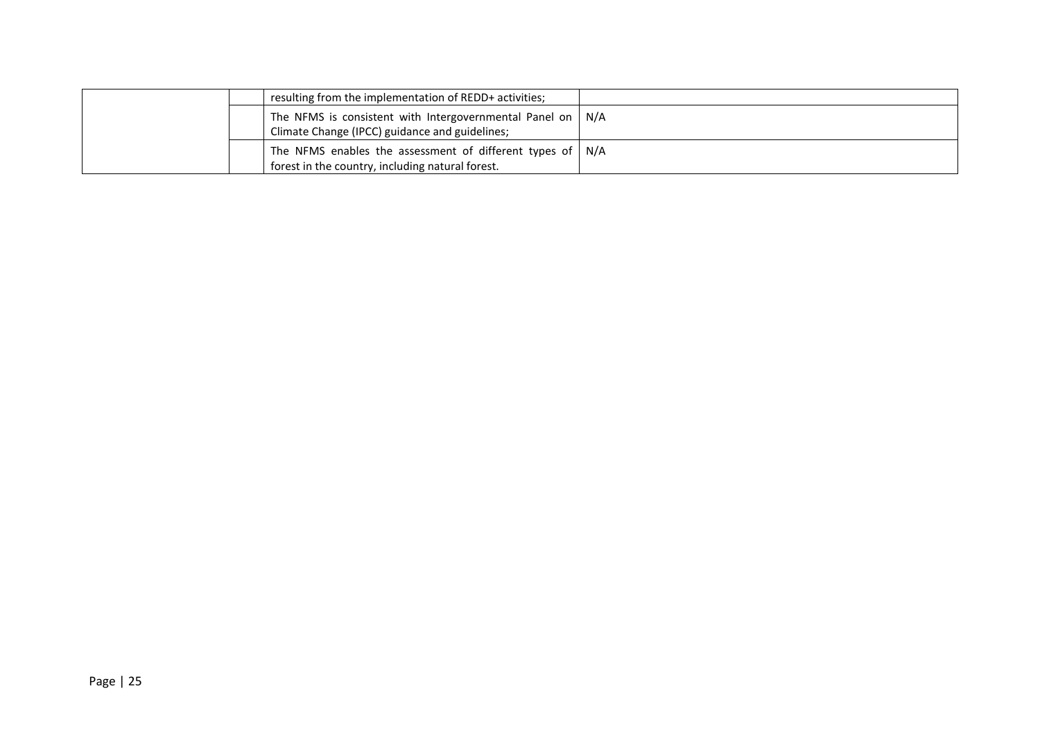| | | | |
|---|---|---|---|
| | | resulting from the implementation of REDD+ activities; | |
| | | The NFMS is consistent with Intergovernmental Panel on Climate Change (IPCC) guidance and guidelines; | N/A |
| | | The NFMS enables the assessment of different types of forest in the country, including natural forest. | N/A |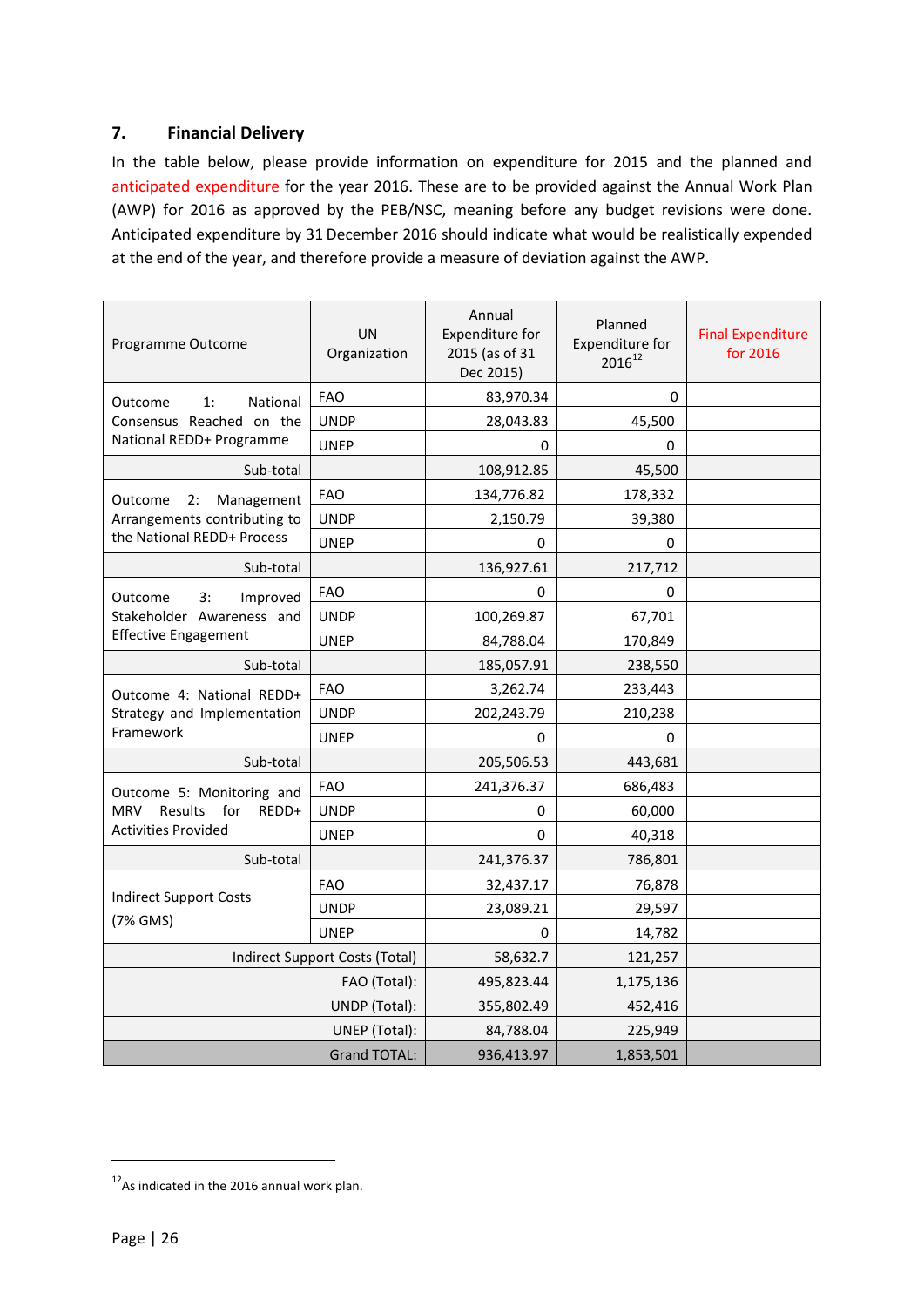## 7. Financial Delivery

In the table below, please provide information on expenditure for 2015 and the planned and anticipated expenditure for the year 2016. These are to be provided against the Annual Work Plan (AWP) for 2016 as approved by the PEB/NSC, meaning before any budget revisions were done. Anticipated expenditure by 31 December 2016 should indicate what would be realistically expended at the end of the year, and therefore provide a measure of deviation against the AWP.

| Programme Outcome | UN Organization | Annual Expenditure for 2015 (as of 31 Dec 2015) | Planned Expenditure for 2016[12] | Final Expenditure for 2016 |
|---|---|---|---|---|
| Outcome 1: National Consensus Reached on the National REDD+ Programme | FAO | 83,970.34 | 0 | |
| | UNDP | 28,043.83 | 45,500 | |
| | UNEP | 0 | 0 | |
| Sub-total | | 108,912.85 | 45,500 | |
| Outcome 2: Management Arrangements contributing to the National REDD+ Process | FAO | 134,776.82 | 178,332 | |
| | UNDP | 2,150.79 | 39,380 | |
| | UNEP | 0 | 0 | |
| Sub-total | | 136,927.61 | 217,712 | |
| Outcome 3: Improved Stakeholder Awareness and Effective Engagement | FAO | 0 | 0 | |
| | UNDP | 100,269.87 | 67,701 | |
| | UNEP | 84,788.04 | 170,849 | |
| Sub-total | | 185,057.91 | 238,550 | |
| Outcome 4: National REDD+ Strategy and Implementation Framework | FAO | 3,262.74 | 233,443 | |
| | UNDP | 202,243.79 | 210,238 | |
| | UNEP | 0 | 0 | |
| Sub-total | | 205,506.53 | 443,681 | |
| Outcome 5: Monitoring and MRV Results for REDD+ Activities Provided | FAO | 241,376.37 | 686,483 | |
| | UNDP | 0 | 60,000 | |
| | UNEP | 0 | 40,318 | |
| Sub-total | | 241,376.37 | 786,801 | |
| Indirect Support Costs (7% GMS) | FAO | 32,437.17 | 76,878 | |
| | UNDP | 23,089.21 | 29,597 | |
| | UNEP | 0 | 14,782 | |
| Indirect Support Costs (Total) | | 58,632.7 | 121,257 | |
| FAO (Total): | | 495,823.44 | 1,175,136 | |
| UNDP (Total): | | 355,802.49 | 452,416 | |
| UNEP (Total): | | 84,788.04 | 225,949 | |
| Grand TOTAL: | | 936,413.97 | 1,853,501 | |

[12] As indicated in the 2016 annual work plan.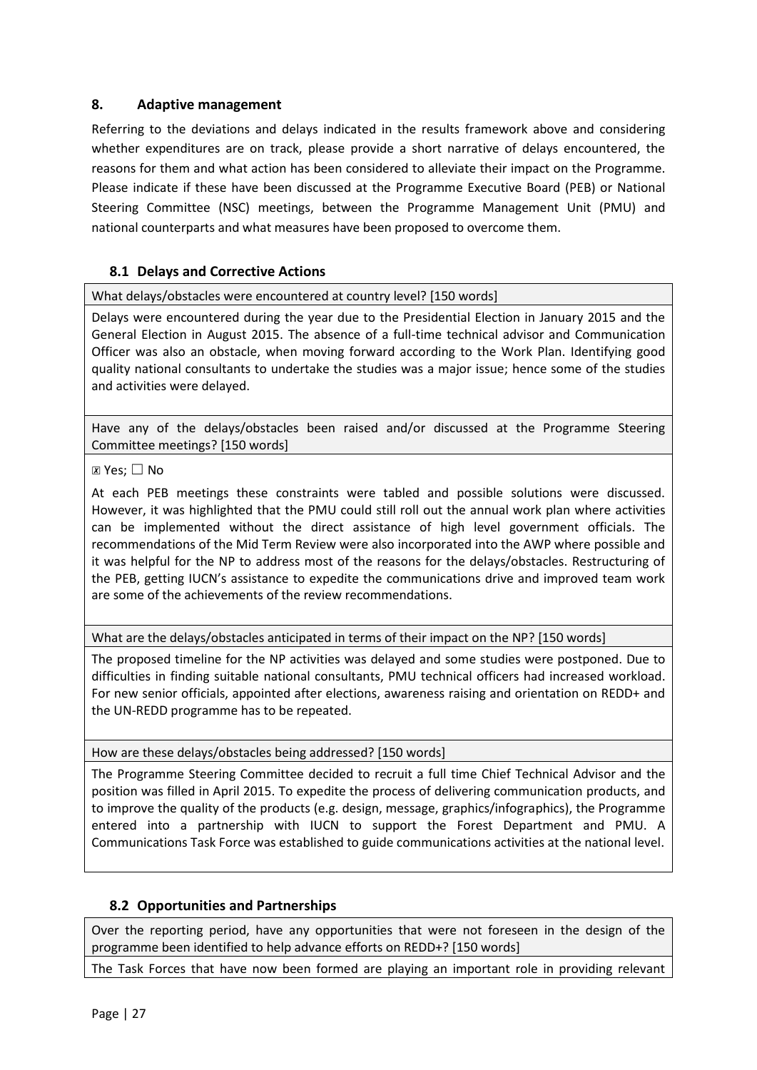## 8. Adaptive management

Referring to the deviations and delays indicated in the results framework above and considering whether expenditures are on track, please provide a short narrative of delays encountered, the reasons for them and what action has been considered to alleviate their impact on the Programme. Please indicate if these have been discussed at the Programme Executive Board (PEB) or National Steering Committee (NSC) meetings, between the Programme Management Unit (PMU) and national counterparts and what measures have been proposed to overcome them.

### 8.1 Delays and Corrective Actions

| What delays/obstacles were encountered at country level? [150 words] |
|---|
| Delays were encountered during the year due to the Presidential Election in January 2015 and the General Election in August 2015. The absence of a full-time technical advisor and Communication Officer was also an obstacle, when moving forward according to the Work Plan. Identifying good quality national consultants to undertake the studies was a major issue; hence some of the studies and activities were delayed. |
| Have any of the delays/obstacles been raised and/or discussed at the Programme Steering Committee meetings? [150 words] |
| ☒ Yes; ☐ No<br><br>At each PEB meetings these constraints were tabled and possible solutions were discussed. However, it was highlighted that the PMU could still roll out the annual work plan where activities can be implemented without the direct assistance of high level government officials. The recommendations of the Mid Term Review were also incorporated into the AWP where possible and it was helpful for the NP to address most of the reasons for the delays/obstacles. Restructuring of the PEB, getting IUCN's assistance to expedite the communications drive and improved team work are some of the achievements of the review recommendations. |
| What are the delays/obstacles anticipated in terms of their impact on the NP? [150 words] |
| The proposed timeline for the NP activities was delayed and some studies were postponed. Due to difficulties in finding suitable national consultants, PMU technical officers had increased workload. For new senior officials, appointed after elections, awareness raising and orientation on REDD+ and the UN-REDD programme has to be repeated. |
| How are these delays/obstacles being addressed? [150 words] |
| The Programme Steering Committee decided to recruit a full time Chief Technical Advisor and the position was filled in April 2015. To expedite the process of delivering communication products, and to improve the quality of the products (e.g. design, message, graphics/infographics), the Programme entered into a partnership with IUCN to support the Forest Department and PMU. A Communications Task Force was established to guide communications activities at the national level. |

### 8.2 Opportunities and Partnerships

| Over the reporting period, have any opportunities that were not foreseen in the design of the programme been identified to help advance efforts on REDD+? [150 words] |
|---|
| The Task Forces that have now been formed are playing an important role in providing relevant |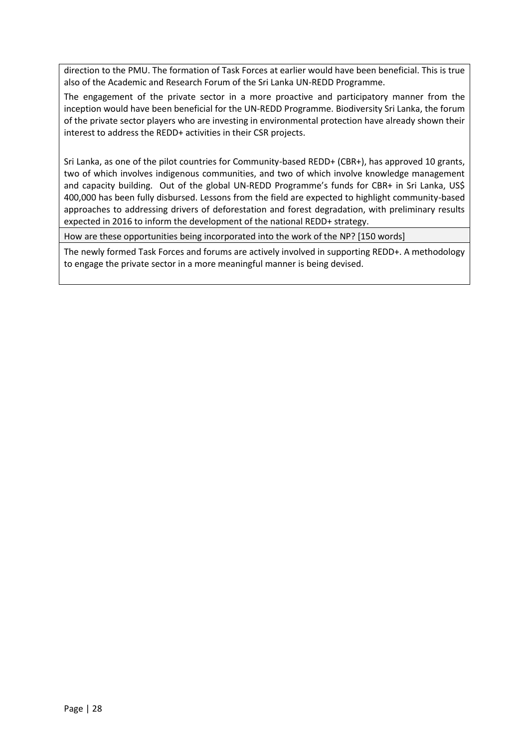direction to the PMU. The formation of Task Forces at earlier would have been beneficial. This is true also of the Academic and Research Forum of the Sri Lanka UN-REDD Programme.

The engagement of the private sector in a more proactive and participatory manner from the inception would have been beneficial for the UN-REDD Programme. Biodiversity Sri Lanka, the forum of the private sector players who are investing in environmental protection have already shown their interest to address the REDD+ activities in their CSR projects.

Sri Lanka, as one of the pilot countries for Community-based REDD+ (CBR+), has approved 10 grants, two of which involves indigenous communities, and two of which involve knowledge management and capacity building. Out of the global UN-REDD Programme's funds for CBR+ in Sri Lanka, US$ 400,000 has been fully disbursed. Lessons from the field are expected to highlight community-based approaches to addressing drivers of deforestation and forest degradation, with preliminary results expected in 2016 to inform the development of the national REDD+ strategy.

How are these opportunities being incorporated into the work of the NP? [150 words]

The newly formed Task Forces and forums are actively involved in supporting REDD+. A methodology to engage the private sector in a more meaningful manner is being devised.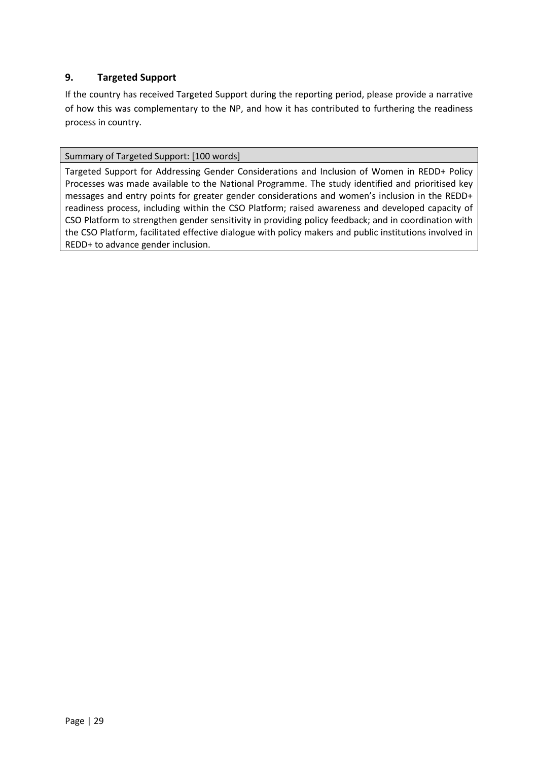## 9. Targeted Support

If the country has received Targeted Support during the reporting period, please provide a narrative of how this was complementary to the NP, and how it has contributed to furthering the readiness process in country.

| Summary of Targeted Support: [100 words] |
| --- |
| Targeted Support for Addressing Gender Considerations and Inclusion of Women in REDD+ Policy Processes was made available to the National Programme. The study identified and prioritised key messages and entry points for greater gender considerations and women's inclusion in the REDD+ readiness process, including within the CSO Platform; raised awareness and developed capacity of CSO Platform to strengthen gender sensitivity in providing policy feedback; and in coordination with the CSO Platform, facilitated effective dialogue with policy makers and public institutions involved in REDD+ to advance gender inclusion. |